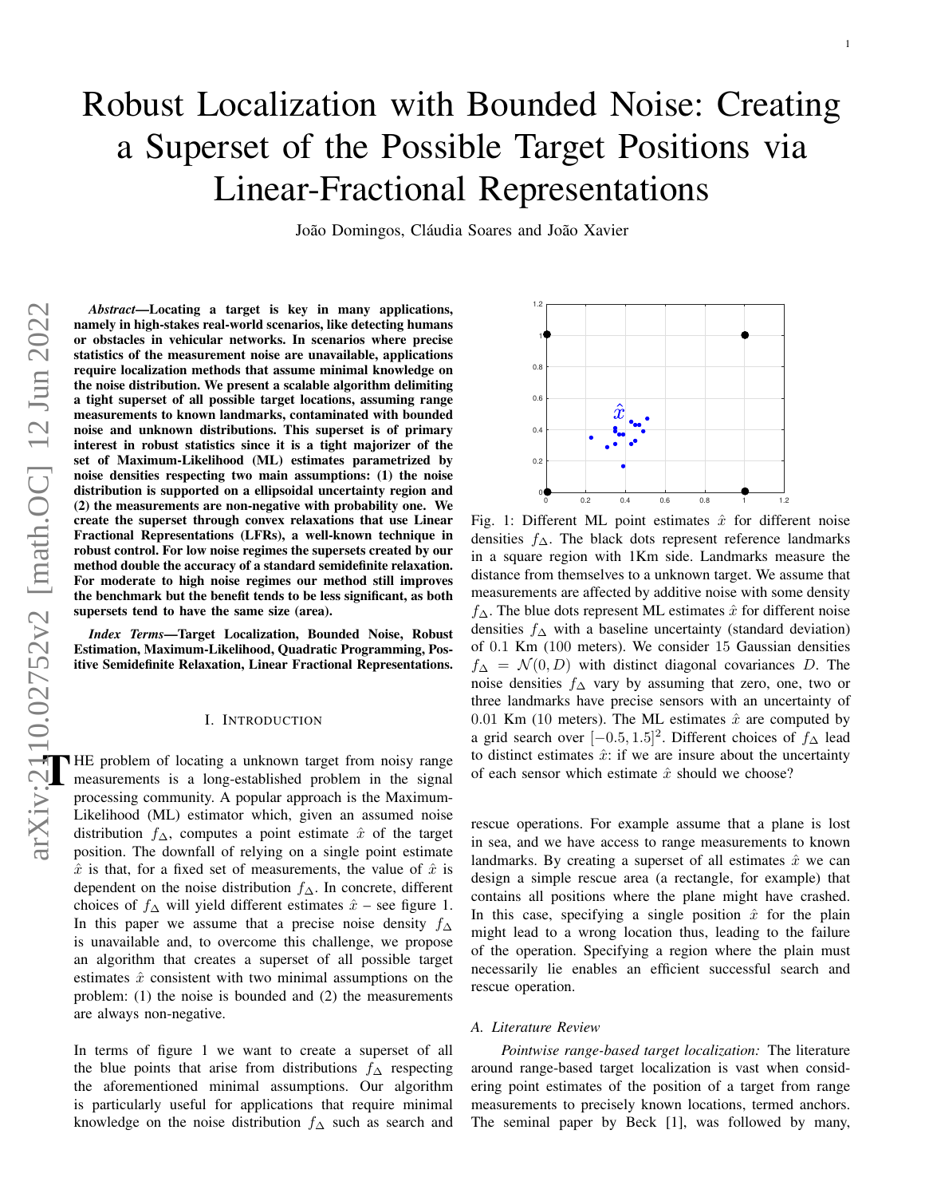# Robust Localization with Bounded Noise: Creating a Superset of the Possible Target Positions via Linear-Fractional Representations

João Domingos, Cláudia Soares and João Xavier

***Abstract*—Locating a target is key in many applications, namely in high-stakes real-world scenarios, like detecting humans or obstacles in vehicular networks. In scenarios where precise statistics of the measurement noise are unavailable, applications require localization methods that assume minimal knowledge on the noise distribution. We present a scalable algorithm delimiting a tight superset of all possible target locations, assuming range measurements to known landmarks, contaminated with bounded noise and unknown distributions. This superset is of primary interest in robust statistics since it is a tight majorizer of the set of Maximum-Likelihood (ML) estimates parametrized by noise densities respecting two main assumptions: (1) the noise distribution is supported on a ellipsoidal uncertainty region and (2) the measurements are non-negative with probability one. We create the superset through convex relaxations that use Linear Fractional Representations (LFRs), a well-known technique in robust control. For low noise regimes the supersets created by our method double the accuracy of a standard semidefinite relaxation. For moderate to high noise regimes our method still improves the benchmark but the benefit tends to be less significant, as both supersets tend to have the same size (area).**

***Index Terms*—Target Localization, Bounded Noise, Robust Estimation, Maximum-Likelihood, Quadratic Programming, Positive Semidefinite Relaxation, Linear Fractional Representations.**

## I. Introduction

The problem of locating a unknown target from noisy range measurements is a long-established problem in the signal processing community. A popular approach is the Maximum-Likelihood (ML) estimator which, given an assumed noise distribution $f_\Delta$, computes a point estimate $\hat{x}$ of the target position. The downfall of relying on a single point estimate $\hat{x}$ is that, for a fixed set of measurements, the value of $\hat{x}$ is dependent on the noise distribution $f_\Delta$. In concrete, different choices of $f_\Delta$ will yield different estimates $\hat{x}$ – see figure 1. In this paper we assume that a precise noise density $f_\Delta$ is unavailable and, to overcome this challenge, we propose an algorithm that creates a superset of all possible target estimates $\hat{x}$ consistent with two minimal assumptions on the problem: (1) the noise is bounded and (2) the measurements are always non-negative.

In terms of figure 1 we want to create a superset of all the blue points that arise from distributions $f_\Delta$ respecting the aforementioned minimal assumptions. Our algorithm is particularly useful for applications that require minimal knowledge on the noise distribution $f_\Delta$ such as search and rescue operations. For example assume that a plane is lost in sea, and we have access to range measurements to known landmarks. By creating a superset of all estimates $\hat{x}$ we can design a simple rescue area (a rectangle, for example) that contains all positions where the plane might have crashed. In this case, specifying a single position $\hat{x}$ for the plain might lead to a wrong location thus, leading to the failure of the operation. Specifying a region where the plain must necessarily lie enables an efficient successful search and rescue operation.

Fig. 1: Different ML point estimates $\hat{x}$ for different noise densities $f_\Delta$. The black dots represent reference landmarks in a square region with 1Km side. Landmarks measure the distance from themselves to a unknown target. We assume that measurements are affected by additive noise with some density $f_\Delta$. The blue dots represent ML estimates $\hat{x}$ for different noise densities $f_\Delta$ with a baseline uncertainty (standard deviation) of 0.1 Km (100 meters). We consider 15 Gaussian densities $f_\Delta = \mathcal{N}(0, D)$ with distinct diagonal covariances $D$. The noise densities $f_\Delta$ vary by assuming that zero, one, two or three landmarks have precise sensors with an uncertainty of 0.01 Km (10 meters). The ML estimates $\hat{x}$ are computed by a grid search over $[-0.5, 1.5]^2$. Different choices of $f_\Delta$ lead to distinct estimates $\hat{x}$: if we are insure about the uncertainty of each sensor which estimate $\hat{x}$ should we choose?

### A. Literature Review

*Pointwise range-based target localization:* The literature around range-based target localization is vast when considering point estimates of the position of a target from range measurements to precisely known locations, termed anchors. The seminal paper by Beck [1], was followed by many,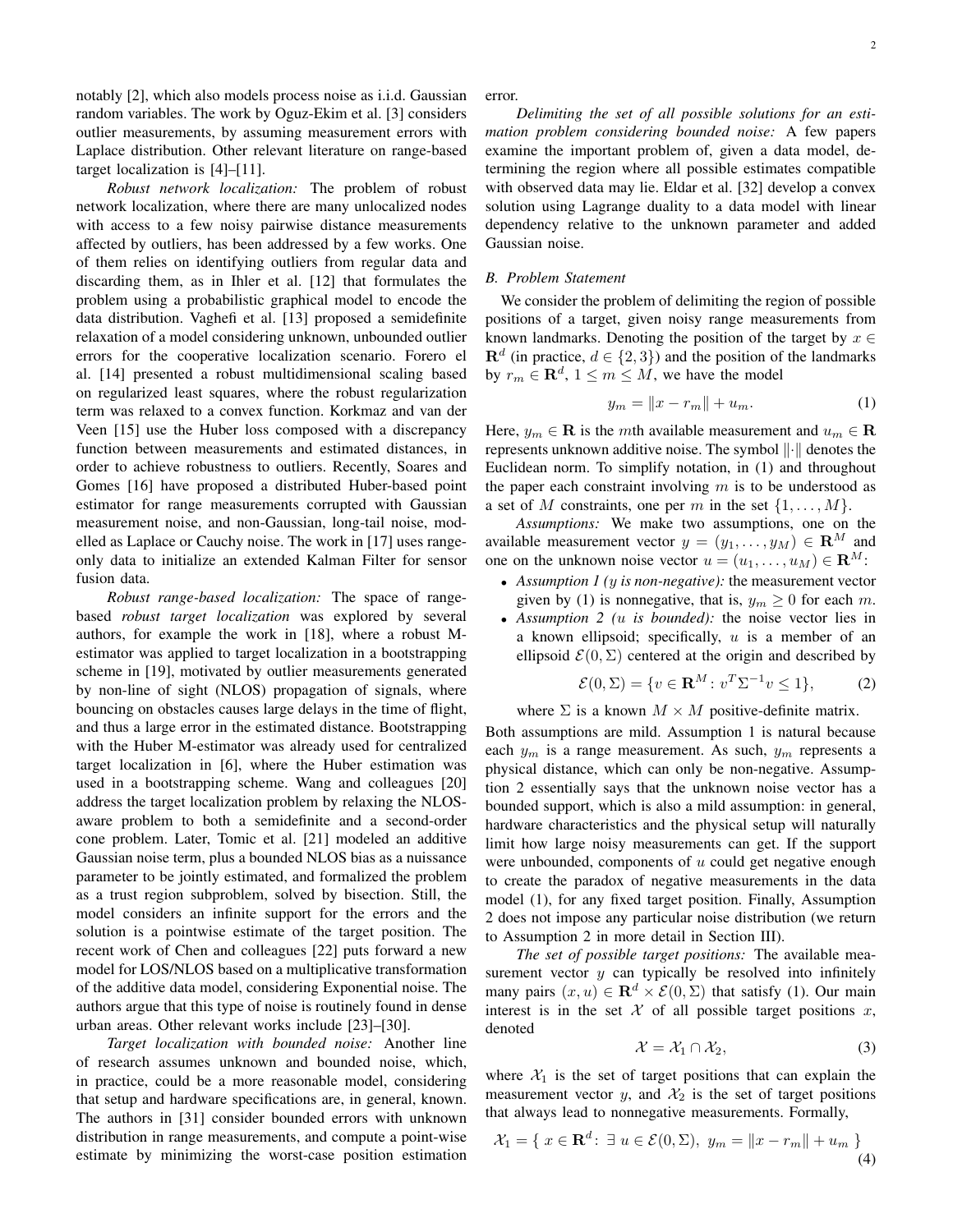notably [2], which also models process noise as i.i.d. Gaussian random variables. The work by Oguz-Ekim et al. [3] considers outlier measurements, by assuming measurement errors with Laplace distribution. Other relevant literature on range-based target localization is [4]–[11].

*Robust network localization:* The problem of robust network localization, where there are many unlocalized nodes with access to a few noisy pairwise distance measurements affected by outliers, has been addressed by a few works. One of them relies on identifying outliers from regular data and discarding them, as in Ihler et al. [12] that formulates the problem using a probabilistic graphical model to encode the data distribution. Vaghefi et al. [13] proposed a semidefinite relaxation of a model considering unknown, unbounded outlier errors for the cooperative localization scenario. Forero el al. [14] presented a robust multidimensional scaling based on regularized least squares, where the robust regularization term was relaxed to a convex function. Korkmaz and van der Veen [15] use the Huber loss composed with a discrepancy function between measurements and estimated distances, in order to achieve robustness to outliers. Recently, Soares and Gomes [16] have proposed a distributed Huber-based point estimator for range measurements corrupted with Gaussian measurement noise, and non-Gaussian, long-tail noise, modelled as Laplace or Cauchy noise. The work in [17] uses range-only data to initialize an extended Kalman Filter for sensor fusion data.

*Robust range-based localization:* The space of range-based *robust target localization* was explored by several authors, for example the work in [18], where a robust M-estimator was applied to target localization in a bootstrapping scheme in [19], motivated by outlier measurements generated by non-line of sight (NLOS) propagation of signals, where bouncing on obstacles causes large delays in the time of flight, and thus a large error in the estimated distance. Bootstrapping with the Huber M-estimator was already used for centralized target localization in [6], where the Huber estimation was used in a bootstrapping scheme. Wang and colleagues [20] address the target localization problem by relaxing the NLOS-aware problem to both a semidefinite and a second-order cone problem. Later, Tomic et al. [21] modeled an additive Gaussian noise term, plus a bounded NLOS bias as a nuissance parameter to be jointly estimated, and formalized the problem as a trust region subproblem, solved by bisection. Still, the model considers an infinite support for the errors and the solution is a pointwise estimate of the target position. The recent work of Chen and colleagues [22] puts forward a new model for LOS/NLOS based on a multiplicative transformation of the additive data model, considering Exponential noise. The authors argue that this type of noise is routinely found in dense urban areas. Other relevant works include [23]–[30].

*Target localization with bounded noise:* Another line of research assumes unknown and bounded noise, which, in practice, could be a more reasonable model, considering that setup and hardware specifications are, in general, known. The authors in [31] consider bounded errors with unknown distribution in range measurements, and compute a point-wise estimate by minimizing the worst-case position estimation error.

*Delimiting the set of all possible solutions for an estimation problem considering bounded noise:* A few papers examine the important problem of, given a data model, determining the region where all possible estimates compatible with observed data may lie. Eldar et al. [32] develop a convex solution using Lagrange duality to a data model with linear dependency relative to the unknown parameter and added Gaussian noise.

## B. Problem Statement

We consider the problem of delimiting the region of possible positions of a target, given noisy range measurements from known landmarks. Denoting the position of the target by $x \in \mathbf{R}^d$ (in practice, $d \in \{2, 3\}$) and the position of the landmarks by $r_m \in \mathbf{R}^d$, $1 \leq m \leq M$, we have the model

$$y_m = \|x - r_m\| + u_m. \tag{1}$$

Here, $y_m \in \mathbf{R}$ is the $m$th available measurement and $u_m \in \mathbf{R}$ represents unknown additive noise. The symbol $\|\cdot\|$ denotes the Euclidean norm. To simplify notation, in (1) and throughout the paper each constraint involving $m$ is to be understood as a set of $M$ constraints, one per $m$ in the set $\{1, \ldots, M\}$.

*Assumptions:* We make two assumptions, one on the available measurement vector $y = (y_1, \ldots, y_M) \in \mathbf{R}^M$ and one on the unknown noise vector $u = (u_1, \ldots, u_M) \in \mathbf{R}^M$:

- *Assumption 1 ($y$ is non-negative):* the measurement vector given by (1) is nonnegative, that is, $y_m \geq 0$ for each $m$.
- *Assumption 2 ($u$ is bounded):* the noise vector lies in a known ellipsoid; specifically, $u$ is a member of an ellipsoid $\mathcal{E}(0, \Sigma)$ centered at the origin and described by

$$\mathcal{E}(0, \Sigma) = \{v \in \mathbf{R}^M : v^T \Sigma^{-1} v \leq 1\}, \tag{2}$$

  where $\Sigma$ is a known $M \times M$ positive-definite matrix.

Both assumptions are mild. Assumption 1 is natural because each $y_m$ is a range measurement. As such, $y_m$ represents a physical distance, which can only be non-negative. Assumption 2 essentially says that the unknown noise vector has a bounded support, which is also a mild assumption: in general, hardware characteristics and the physical setup will naturally limit how large noisy measurements can get. If the support were unbounded, components of $u$ could get negative enough to create the paradox of negative measurements in the data model (1), for any fixed target position. Finally, Assumption 2 does not impose any particular noise distribution (we return to Assumption 2 in more detail in Section III).

*The set of possible target positions:* The available measurement vector $y$ can typically be resolved into infinitely many pairs $(x, u) \in \mathbf{R}^d \times \mathcal{E}(0, \Sigma)$ that satisfy (1). Our main interest is in the set $\mathcal{X}$ of all possible target positions $x$, denoted

$$\mathcal{X} = \mathcal{X}_1 \cap \mathcal{X}_2, \tag{3}$$

where $\mathcal{X}_1$ is the set of target positions that can explain the measurement vector $y$, and $\mathcal{X}_2$ is the set of target positions that always lead to nonnegative measurements. Formally,

$$\mathcal{X}_1 = \{\, x \in \mathbf{R}^d : \exists\, u \in \mathcal{E}(0, \Sigma),\ y_m = \|x - r_m\| + u_m \,\} \tag{4}$$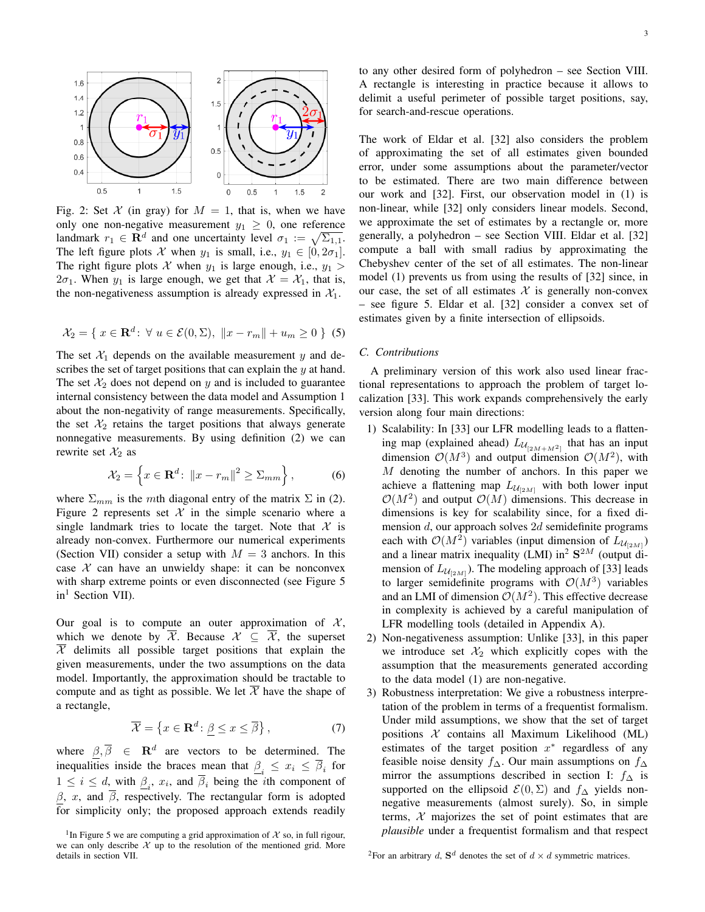Fig. 2: Set $\mathcal{X}$ (in gray) for $M = 1$, that is, when we have only one non-negative measurement $y_1 \geq 0$, one reference landmark $r_1 \in \mathbf{R}^d$ and one uncertainty level $\sigma_1 := \sqrt{\Sigma_{1,1}}$. The left figure plots $\mathcal{X}$ when $y_1$ is small, i.e., $y_1 \in [0, 2\sigma_1]$. The right figure plots $\mathcal{X}$ when $y_1$ is large enough, i.e., $y_1 > 2\sigma_1$. When $y_1$ is large enough, we get that $\mathcal{X} = \mathcal{X}_1$, that is, the non-negativeness assumption is already expressed in $\mathcal{X}_1$.

$$\mathcal{X}_2 = \{\, x \in \mathbf{R}^d \colon \; \forall \; u \in \mathcal{E}(0, \Sigma), \; \|x - r_m\| + u_m \geq 0 \,\} \quad (5)$$

The set $\mathcal{X}_1$ depends on the available measurement $y$ and describes the set of target positions that can explain the $y$ at hand. The set $\mathcal{X}_2$ does not depend on $y$ and is included to guarantee internal consistency between the data model and Assumption 1 about the non-negativity of range measurements. Specifically, the set $\mathcal{X}_2$ retains the target positions that always generate nonnegative measurements. By using definition (2) we can rewrite set $\mathcal{X}_2$ as

$$\mathcal{X}_2 = \left\{ x \in \mathbf{R}^d \colon \; \|x - r_m\|^2 \geq \Sigma_{mm} \right\}, \qquad (6)$$

where $\Sigma_{mm}$ is the $m$th diagonal entry of the matrix $\Sigma$ in (2). Figure 2 represents set $\mathcal{X}$ in the simple scenario where a single landmark tries to locate the target. Note that $\mathcal{X}$ is already non-convex. Furthermore our numerical experiments (Section VII) consider a setup with $M = 3$ anchors. In this case $\mathcal{X}$ can have an unwieldy shape: it can be nonconvex with sharp extreme points or even disconnected (see Figure 5 in[1] Section VII).

Our goal is to compute an outer approximation of $\mathcal{X}$, which we denote by $\overline{\mathcal{X}}$. Because $\mathcal{X} \subseteq \overline{\mathcal{X}}$, the superset $\overline{\mathcal{X}}$ delimits all possible target positions that explain the given measurements, under the two assumptions on the data model. Importantly, the approximation should be tractable to compute and as tight as possible. We let $\overline{\mathcal{X}}$ have the shape of a rectangle,

$$\overline{\mathcal{X}} = \left\{ x \in \mathbf{R}^d \colon \underline{\beta} \leq x \leq \overline{\beta} \right\}, \qquad (7)$$

where $\underline{\beta}, \overline{\beta} \in \mathbf{R}^d$ are vectors to be determined. The inequalities inside the braces mean that $\underline{\beta}_i \leq x_i \leq \overline{\beta}_i$ for $1 \leq i \leq d$, with $\underline{\beta}_i$, $x_i$, and $\overline{\beta}_i$ being the $i$th component of $\underline{\beta}$, $x$, and $\overline{\beta}$, respectively. The rectangular form is adopted for simplicity only; the proposed approach extends readily to any other desired form of polyhedron – see Section VIII. A rectangle is interesting in practice because it allows to delimit a useful perimeter of possible target positions, say, for search-and-rescue operations.

The work of Eldar et al. [32] also considers the problem of approximating the set of all estimates given bounded error, under some assumptions about the parameter/vector to be estimated. There are two main difference between our work and [32]. First, our observation model in (1) is non-linear, while [32] only considers linear models. Second, we approximate the set of estimates by a rectangle or, more generally, a polyhedron – see Section VIII. Eldar et al. [32] compute a ball with small radius by approximating the Chebyshev center of the set of all estimates. The non-linear model (1) prevents us from using the results of [32] since, in our case, the set of all estimates $\mathcal{X}$ is generally non-convex – see figure 5. Eldar et al. [32] consider a convex set of estimates given by a finite intersection of ellipsoids.

### C. Contributions

A preliminary version of this work also used linear fractional representations to approach the problem of target localization [33]. This work expands comprehensively the early version along four main directions:

1) Scalability: In [33] our LFR modelling leads to a flattening map (explained ahead) $L_{\mathcal{U}_{[2M+M^2]}}$ that has an input dimension $\mathcal{O}(M^3)$ and output dimension $\mathcal{O}(M^2)$, with $M$ denoting the number of anchors. In this paper we achieve a flattening map $L_{\mathcal{U}_{[2M]}}$ with both lower input $\mathcal{O}(M^2)$ and output $\mathcal{O}(M)$ dimensions. This decrease in dimensions is key for scalability since, for a fixed dimension $d$, our approach solves $2d$ semidefinite programs each with $\mathcal{O}(M^2)$ variables (input dimension of $L_{\mathcal{U}_{[2M]}}$) and a linear matrix inequality (LMI) in[2] $\mathbf{S}^{2M}$ (output dimension of $L_{\mathcal{U}_{[2M]}}$). The modeling approach of [33] leads to larger semidefinite programs with $\mathcal{O}(M^3)$ variables and an LMI of dimension $\mathcal{O}(M^2)$. This effective decrease in complexity is achieved by a careful manipulation of LFR modelling tools (detailed in Appendix A).
2) Non-negativeness assumption: Unlike [33], in this paper we introduce set $\mathcal{X}_2$ which explicitly copes with the assumption that the measurements generated according to the data model (1) are non-negative.
3) Robustness interpretation: We give a robustness interpretation of the problem in terms of a frequentist formalism. Under mild assumptions, we show that the set of target positions $\mathcal{X}$ contains all Maximum Likelihood (ML) estimates of the target position $x^*$ regardless of any feasible noise density $f_\Delta$. Our main assumptions on $f_\Delta$ mirror the assumptions described in section I: $f_\Delta$ is supported on the ellipsoid $\mathcal{E}(0, \Sigma)$ and $f_\Delta$ yields non-negative measurements (almost surely). So, in simple terms, $\mathcal{X}$ majorizes the set of point estimates that are *plausible* under a frequentist formalism and that respect

[1]In Figure 5 we are computing a grid approximation of $\mathcal{X}$ so, in full rigour, we can only describe $\mathcal{X}$ up to the resolution of the mentioned grid. More details in section VII.

[2]For an arbitrary $d$, $\mathbf{S}^d$ denotes the set of $d \times d$ symmetric matrices.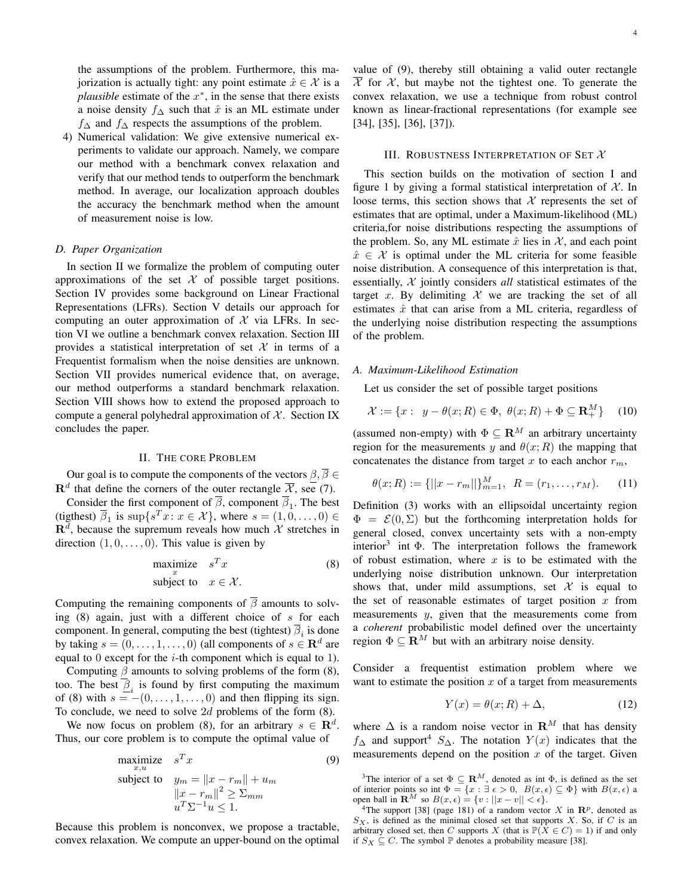the assumptions of the problem. Furthermore, this majorization is actually tight: any point estimate $\hat{x} \in \mathcal{X}$ is a *plausible* estimate of the $x^*$, in the sense that there exists a noise density $f_\Delta$ such that $\hat{x}$ is an ML estimate under $f_\Delta$ and $f_\Delta$ respects the assumptions of the problem.

4) Numerical validation: We give extensive numerical experiments to validate our approach. Namely, we compare our method with a benchmark convex relaxation and verify that our method tends to outperform the benchmark method. In average, our localization approach doubles the accuracy the benchmark method when the amount of measurement noise is low.

### D. Paper Organization

In section II we formalize the problem of computing outer approximations of the set $\mathcal{X}$ of possible target positions. Section IV provides some background on Linear Fractional Representations (LFRs). Section V details our approach for computing an outer approximation of $\mathcal{X}$ via LFRs. In section VI we outline a benchmark convex relaxation. Section III provides a statistical interpretation of set $\mathcal{X}$ in terms of a Frequentist formalism when the noise densities are unknown. Section VII provides numerical evidence that, on average, our method outperforms a standard benchmark relaxation. Section VIII shows how to extend the proposed approach to compute a general polyhedral approximation of $\mathcal{X}$. Section IX concludes the paper.

## II. The core Problem

Our goal is to compute the components of the vectors $\underline{\beta}, \overline{\beta} \in \mathbf{R}^d$ that define the corners of the outer rectangle $\overline{\mathcal{X}}$, see (7).

Consider the first component of $\overline{\beta}$, component $\overline{\beta}_1$. The best (tigthest) $\overline{\beta}_1$ is $\sup\{s^T x \colon x \in \mathcal{X}\}$, where $s = (1, 0, \ldots, 0) \in \mathbf{R}^d$, because the supremum reveals how much $\mathcal{X}$ stretches in direction $(1, 0, \ldots, 0)$. This value is given by

$$\begin{array}{ll} \underset{x}{\text{maximize}} & s^T x \\ \text{subject to} & x \in \mathcal{X}. \end{array} \tag{8}$$

Computing the remaining components of $\overline{\beta}$ amounts to solving (8) again, just with a different choice of $s$ for each component. In general, computing the best (tightest) $\overline{\beta}_i$ is done by taking $s = (0, \ldots, 1, \ldots, 0)$ (all components of $s \in \mathbf{R}^d$ are equal to 0 except for the $i$-th component which is equal to 1).

Computing $\underline{\beta}$ amounts to solving problems of the form (8), too. The best $\underline{\beta}_i$ is found by first computing the maximum of (8) with $s = -(0, \ldots, 1, \ldots, 0)$ and then flipping its sign. To conclude, we need to solve $2d$ problems of the form (8).

We now focus on problem (8), for an arbitrary $s \in \mathbf{R}^d$. Thus, our core problem is to compute the optimal value of

$$\begin{array}{ll} \underset{x,u}{\text{maximize}} & s^T x \\ \text{subject to} & y_m = \|x - r_m\| + u_m \\ & \|x - r_m\|^2 \geq \Sigma_{mm} \\ & u^T \Sigma^{-1} u \leq 1. \end{array} \tag{9}$$

Because this problem is nonconvex, we propose a tractable, convex relaxation. We compute an upper-bound on the optimal value of (9), thereby still obtaining a valid outer rectangle $\overline{\mathcal{X}}$ for $\mathcal{X}$, but maybe not the tightest one. To generate the convex relaxation, we use a technique from robust control known as linear-fractional representations (for example see [34], [35], [36], [37]).

## III. Robustness Interpretation of Set $\mathcal{X}$

This section builds on the motivation of section I and figure 1 by giving a formal statistical interpretation of $\mathcal{X}$. In loose terms, this section shows that $\mathcal{X}$ represents the set of estimates that are optimal, under a Maximum-likelihood (ML) criteria,for noise distributions respecting the assumptions of the problem. So, any ML estimate $\hat{x}$ lies in $\mathcal{X}$, and each point $\hat{x} \in \mathcal{X}$ is optimal under the ML criteria for some feasible noise distribution. A consequence of this interpretation is that, essentially, $\mathcal{X}$ jointly considers *all* statistical estimates of the target $x$. By delimiting $\mathcal{X}$ we are tracking the set of all estimates $\hat{x}$ that can arise from a ML criteria, regardless of the underlying noise distribution respecting the assumptions of the problem.

### A. Maximum-Likelihood Estimation

Let us consider the set of possible target positions

$$\mathcal{X} := \{x : \ \ y - \theta(x; R) \in \Phi, \ \theta(x; R) + \Phi \subseteq \mathbf{R}^M_+\} \tag{10}$$

(assumed non-empty) with $\Phi \subseteq \mathbf{R}^M$ an arbitrary uncertainty region for the measurements $y$ and $\theta(x; R)$ the mapping that concatenates the distance from target $x$ to each anchor $r_m$,

$$\theta(x; R) := \{\|x - r_m\|\}_{m=1}^M, \ \ R = (r_1, \ldots, r_M). \tag{11}$$

Definition (3) works with an ellipsoidal uncertainty region $\Phi = \mathcal{E}(0, \Sigma)$ but the forthcoming interpretation holds for general closed, convex uncertainty sets with a non-empty interior[3] int $\Phi$. The interpretation follows the framework of robust estimation, where $x$ is to be estimated with the underlying noise distribution unknown. Our interpretation shows that, under mild assumptions, set $\mathcal{X}$ is equal to the set of reasonable estimates of target position $x$ from measurements $y$, given that the measurements come from a *coherent* probabilistic model defined over the uncertainty region $\Phi \subseteq \mathbf{R}^M$ but with an arbitrary noise density.

Consider a frequentist estimation problem where we want to estimate the position $x$ of a target from measurements

$$Y(x) = \theta(x; R) + \Delta, \tag{12}$$

where $\Delta$ is a random noise vector in $\mathbf{R}^M$ that has density $f_\Delta$ and support[4] $S_\Delta$. The notation $Y(x)$ indicates that the measurements depend on the position $x$ of the target. Given

[3] The interior of a set $\Phi \subseteq \mathbf{R}^M$, denoted as int $\Phi$, is defined as the set of interior points so int $\Phi = \{x : \exists\ \epsilon > 0, \ B(x, \epsilon) \subseteq \Phi\}$ with $B(x, \epsilon)$ a open ball in $\mathbf{R}^M$ so $B(x, \epsilon) = \{v : ||x - v|| < \epsilon\}$.

[4] The support [38] (page 181) of a random vector $X$ in $\mathbf{R}^p$, denoted as $S_X$, is defined as the minimal closed set that supports $X$. So, if $C$ is an arbitrary closed set, then $C$ supports $X$ (that is $\mathbb{P}(X \in C) = 1$) if and only if $S_X \subseteq C$. The symbol $\mathbb{P}$ denotes a probability measure [38].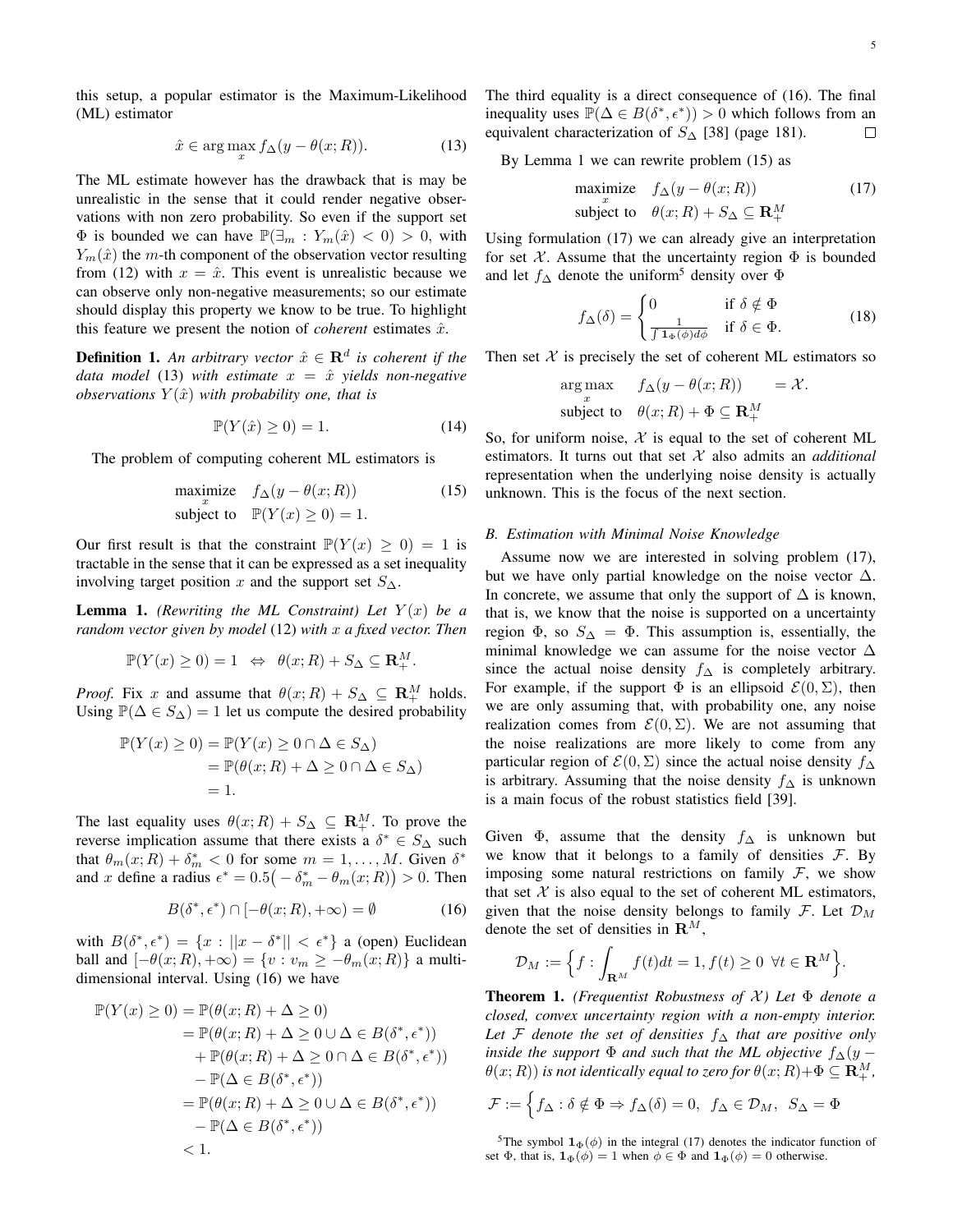this setup, a popular estimator is the Maximum-Likelihood (ML) estimator

$$\hat{x} \in \arg\max_{x} f_\Delta(y - \theta(x; R)). \tag{13}$$

The ML estimate however has the drawback that is may be unrealistic in the sense that it could render negative observations with non zero probability. So even if the support set $\Phi$ is bounded we can have $\mathbb{P}(\exists_m : Y_m(\hat{x}) < 0) > 0$, with $Y_m(\hat{x})$ the $m$-th component of the observation vector resulting from (12) with $x = \hat{x}$. This event is unrealistic because we can observe only non-negative measurements; so our estimate should display this property we know to be true. To highlight this feature we present the notion of *coherent* estimates $\hat{x}$.

**Definition 1.** *An arbitrary vector $\hat{x} \in \mathbf{R}^d$ is coherent if the data model* (13) *with estimate $x = \hat{x}$ yields non-negative observations $Y(\hat{x})$ with probability one, that is*

$$\mathbb{P}(Y(\hat{x}) \geq 0) = 1. \tag{14}$$

The problem of computing coherent ML estimators is

$$\begin{array}{ll} \underset{x}{\text{maximize}} & f_\Delta(y - \theta(x; R)) \\ \text{subject to} & \mathbb{P}(Y(x) \geq 0) = 1. \end{array} \tag{15}$$

Our first result is that the constraint $\mathbb{P}(Y(x) \geq 0) = 1$ is tractable in the sense that it can be expressed as a set inequality involving target position $x$ and the support set $S_\Delta$.

**Lemma 1.** *(Rewriting the ML Constraint) Let $Y(x)$ be a random vector given by model* (12) *with $x$ a fixed vector. Then*

$$\mathbb{P}(Y(x) \geq 0) = 1 \;\Leftrightarrow\; \theta(x; R) + S_\Delta \subseteq \mathbf{R}^M_+.$$

*Proof.* Fix $x$ and assume that $\theta(x; R) + S_\Delta \subseteq \mathbf{R}^M_+$ holds. Using $\mathbb{P}(\Delta \in S_\Delta) = 1$ let us compute the desired probability

$$\begin{aligned} \mathbb{P}(Y(x) \geq 0) &= \mathbb{P}(Y(x) \geq 0 \cap \Delta \in S_\Delta) \\ &= \mathbb{P}(\theta(x; R) + \Delta \geq 0 \cap \Delta \in S_\Delta) \\ &= 1. \end{aligned}$$

The last equality uses $\theta(x; R) + S_\Delta \subseteq \mathbf{R}^M_+$. To prove the reverse implication assume that there exists a $\delta^* \in S_\Delta$ such that $\theta_m(x; R) + \delta^*_m < 0$ for some $m = 1, \ldots, M$. Given $\delta^*$ and $x$ define a radius $\epsilon^* = 0.5\big(-\delta^*_m - \theta_m(x; R)\big) > 0$. Then

$$B(\delta^*, \epsilon^*) \cap [-\theta(x; R), +\infty) = \emptyset \tag{16}$$

with $B(\delta^*, \epsilon^*) = \{x : ||x - \delta^*|| < \epsilon^*\}$ a (open) Euclidean ball and $[-\theta(x; R), +\infty) = \{v : v_m \geq -\theta_m(x; R)\}$ a multi-dimensional interval. Using (16) we have

$$\begin{aligned} \mathbb{P}(Y(x) \geq 0) &= \mathbb{P}(\theta(x; R) + \Delta \geq 0) \\ &= \mathbb{P}(\theta(x; R) + \Delta \geq 0 \cup \Delta \in B(\delta^*, \epsilon^*)) \\ &\quad + \mathbb{P}(\theta(x; R) + \Delta \geq 0 \cap \Delta \in B(\delta^*, \epsilon^*)) \\ &\quad - \mathbb{P}(\Delta \in B(\delta^*, \epsilon^*)) \\ &= \mathbb{P}(\theta(x; R) + \Delta \geq 0 \cup \Delta \in B(\delta^*, \epsilon^*)) \\ &\quad - \mathbb{P}(\Delta \in B(\delta^*, \epsilon^*)) \\ &< 1. \end{aligned}$$

The third equality is a direct consequence of (16). The final inequality uses $\mathbb{P}(\Delta \in B(\delta^*, \epsilon^*)) > 0$ which follows from an equivalent characterization of $S_\Delta$ [38] (page 181). $\square$

By Lemma 1 we can rewrite problem (15) as

$$\begin{array}{ll} \underset{x}{\text{maximize}} & f_\Delta(y - \theta(x; R)) \\ \text{subject to} & \theta(x; R) + S_\Delta \subseteq \mathbf{R}^M_+ \end{array} \tag{17}$$

Using formulation (17) we can already give an interpretation for set $\mathcal{X}$. Assume that the uncertainty region $\Phi$ is bounded and let $f_\Delta$ denote the uniform[5] density over $\Phi$

$$f_\Delta(\delta) = \begin{cases} 0 & \text{if } \delta \notin \Phi \\ \frac{1}{\int \mathbf{1}_\Phi(\phi) d\phi} & \text{if } \delta \in \Phi. \end{cases} \tag{18}$$

Then set $\mathcal{X}$ is precisely the set of coherent ML estimators so

$$\begin{array}{ll} \underset{x}{\arg\max} & f_\Delta(y - \theta(x; R)) \\ \text{subject to} & \theta(x; R) + \Phi \subseteq \mathbf{R}^M_+ \end{array} = \mathcal{X}.$$

So, for uniform noise, $\mathcal{X}$ is equal to the set of coherent ML estimators. It turns out that set $\mathcal{X}$ also admits an *additional* representation when the underlying noise density is actually unknown. This is the focus of the next section.

### B. Estimation with Minimal Noise Knowledge

Assume now we are interested in solving problem (17), but we have only partial knowledge on the noise vector $\Delta$. In concrete, we assume that only the support of $\Delta$ is known, that is, we know that the noise is supported on a uncertainty region $\Phi$, so $S_\Delta = \Phi$. This assumption is, essentially, the minimal knowledge we can assume for the noise vector $\Delta$ since the actual noise density $f_\Delta$ is completely arbitrary. For example, if the support $\Phi$ is an ellipsoid $\mathcal{E}(0, \Sigma)$, then we are only assuming that, with probability one, any noise realization comes from $\mathcal{E}(0, \Sigma)$. We are not assuming that the noise realizations are more likely to come from any particular region of $\mathcal{E}(0, \Sigma)$ since the actual noise density $f_\Delta$ is arbitrary. Assuming that the noise density $f_\Delta$ is unknown is a main focus of the robust statistics field [39].

Given $\Phi$, assume that the density $f_\Delta$ is unknown but we know that it belongs to a family of densities $\mathcal{F}$. By imposing some natural restrictions on family $\mathcal{F}$, we show that set $\mathcal{X}$ is also equal to the set of coherent ML estimators, given that the noise density belongs to family $\mathcal{F}$. Let $\mathcal{D}_M$ denote the set of densities in $\mathbf{R}^M$,

$$\mathcal{D}_M := \Big\{ f : \int_{\mathbf{R}^M} f(t) dt = 1, f(t) \geq 0 \;\; \forall t \in \mathbf{R}^M \Big\}.$$

**Theorem 1.** *(Frequentist Robustness of $\mathcal{X}$) Let $\Phi$ denote a closed, convex uncertainty region with a non-empty interior. Let $\mathcal{F}$ denote the set of densities $f_\Delta$ that are positive only inside the support $\Phi$ and such that the ML objective $f_\Delta(y - \theta(x; R))$ is not identically equal to zero for $\theta(x; R) + \Phi \subseteq \mathbf{R}^M_+$,*

$$\mathcal{F} := \Big\{ f_\Delta : \delta \notin \Phi \Rightarrow f_\Delta(\delta) = 0, \;\; f_\Delta \in \mathcal{D}_M, \;\; S_\Delta = \Phi$$

[5]The symbol $\mathbf{1}_\Phi(\phi)$ in the integral (17) denotes the indicator function of set $\Phi$, that is, $\mathbf{1}_\Phi(\phi) = 1$ when $\phi \in \Phi$ and $\mathbf{1}_\Phi(\phi) = 0$ otherwise.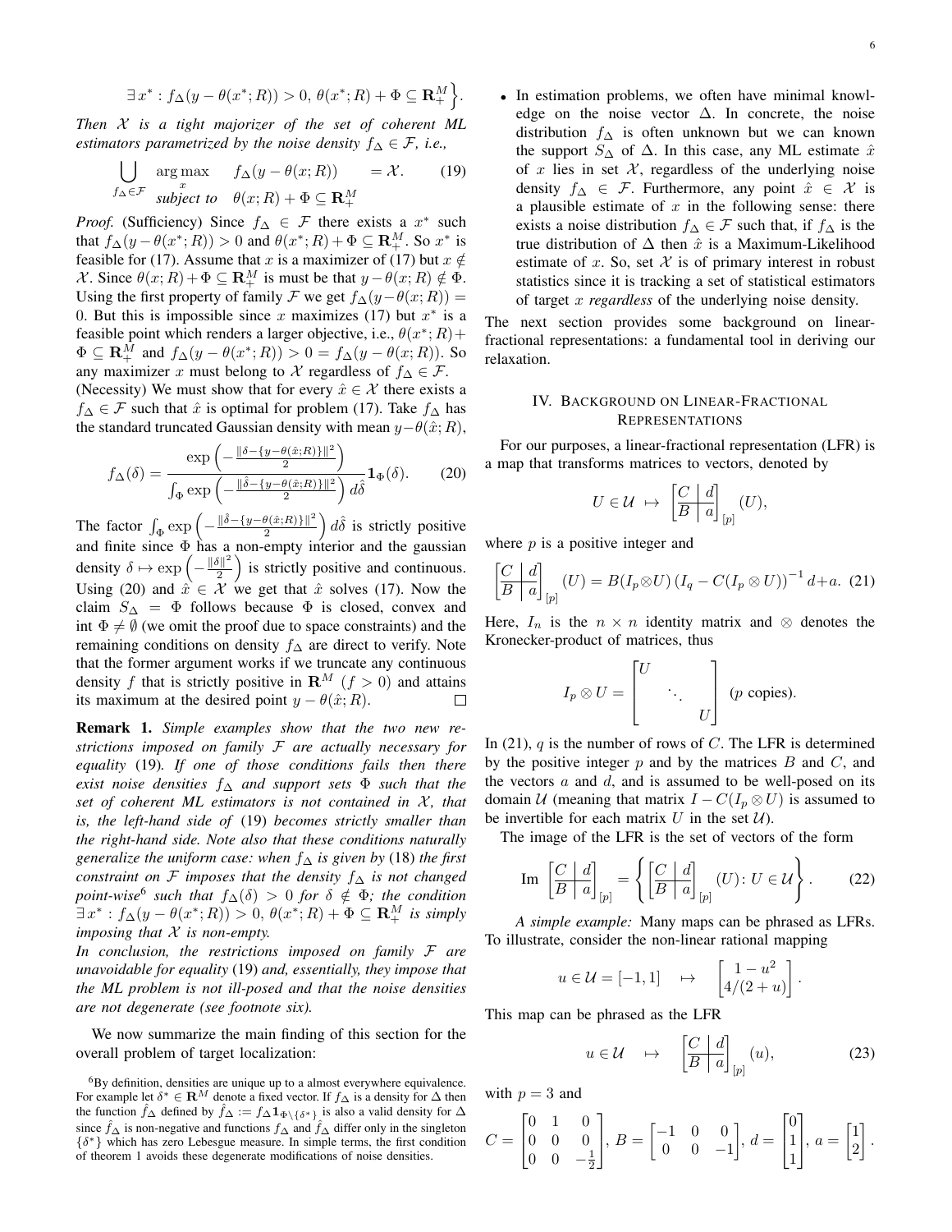$$\exists\, x^* : f_\Delta(y - \theta(x^*; R)) > 0,\ \theta(x^*; R) + \Phi \subseteq \mathbf{R}_+^M \Big\}.$$

*Then $\mathcal{X}$ is a tight majorizer of the set of coherent ML estimators parametrized by the noise density $f_\Delta \in \mathcal{F}$, i.e.,*

$$\bigcup_{f_\Delta \in \mathcal{F}} \begin{array}{ll} \underset{x}{\arg\max} & f_\Delta(y - \theta(x; R)) \\ \textit{subject to} & \theta(x; R) + \Phi \subseteq \mathbf{R}_+^M \end{array} = \mathcal{X}. \tag{19}$$

*Proof.* (Sufficiency) Since $f_\Delta \in \mathcal{F}$ there exists a $x^*$ such that $f_\Delta(y - \theta(x^*; R)) > 0$ and $\theta(x^*; R) + \Phi \subseteq \mathbf{R}_+^M$. So $x^*$ is feasible for (17). Assume that $x$ is a maximizer of (17) but $x \notin \mathcal{X}$. Since $\theta(x; R) + \Phi \subseteq \mathbf{R}_+^M$ is must be that $y - \theta(x; R) \notin \Phi$. Using the first property of family $\mathcal{F}$ we get $f_\Delta(y - \theta(x; R)) = 0$. But this is impossible since $x$ maximizes (17) but $x^*$ is a feasible point which renders a larger objective, i.e., $\theta(x^*; R) + \Phi \subseteq \mathbf{R}_+^M$ and $f_\Delta(y - \theta(x^*; R)) > 0 = f_\Delta(y - \theta(x; R))$. So any maximizer $x$ must belong to $\mathcal{X}$ regardless of $f_\Delta \in \mathcal{F}$.

(Necessity) We must show that for every $\hat{x} \in \mathcal{X}$ there exists a $f_\Delta \in \mathcal{F}$ such that $\hat{x}$ is optimal for problem (17). Take $f_\Delta$ has the standard truncated Gaussian density with mean $y - \theta(\hat{x}; R)$,

$$f_\Delta(\delta) = \frac{\exp\left(-\frac{\|\delta - \{y - \theta(\hat{x}; R)\}\|^2}{2}\right)}{\int_\Phi \exp\left(-\frac{\|\hat{\delta} - \{y - \theta(\hat{x}; R)\}\|^2}{2}\right) d\hat{\delta}} \mathbf{1}_\Phi(\delta). \tag{20}$$

The factor $\int_\Phi \exp\left(-\frac{\|\hat{\delta} - \{y - \theta(\hat{x}; R)\}\|^2}{2}\right) d\hat{\delta}$ is strictly positive and finite since $\Phi$ has a non-empty interior and the gaussian density $\delta \mapsto \exp\left(-\frac{\|\delta\|^2}{2}\right)$ is strictly positive and continuous. Using (20) and $\hat{x} \in \mathcal{X}$ we get that $\hat{x}$ solves (17). Now the claim $S_\Delta = \Phi$ follows because $\Phi$ is closed, convex and $\operatorname{int} \Phi \neq \emptyset$ (we omit the proof due to space constraints) and the remaining conditions on density $f_\Delta$ are direct to verify. Note that the former argument works if we truncate any continuous density $f$ that is strictly positive in $\mathbf{R}^M$ ($f > 0$) and attains its maximum at the desired point $y - \theta(\hat{x}; R)$. $\square$

**Remark 1.** *Simple examples show that the two new restrictions imposed on family $\mathcal{F}$ are actually necessary for equality* (19)*. If one of those conditions fails then there exist noise densities $f_\Delta$ and support sets $\Phi$ such that the set of coherent ML estimators is not contained in $\mathcal{X}$, that is, the left-hand side of* (19) *becomes strictly smaller than the right-hand side. Note also that these conditions naturally generalize the uniform case: when $f_\Delta$ is given by* (18) *the first constraint on $\mathcal{F}$ imposes that the density $f_\Delta$ is not changed point-wise*[6] *such that $f_\Delta(\delta) > 0$ for $\delta \notin \Phi$; the condition $\exists\, x^* : f_\Delta(y - \theta(x^*; R)) > 0,\ \theta(x^*; R) + \Phi \subseteq \mathbf{R}_+^M$ is simply imposing that $\mathcal{X}$ is non-empty.*

*In conclusion, the restrictions imposed on family $\mathcal{F}$ are unavoidable for equality* (19) *and, essentially, they impose that the ML problem is not ill-posed and that the noise densities are not degenerate (see footnote six).*

We now summarize the main finding of this section for the overall problem of target localization:

- In estimation problems, we often have minimal knowledge on the noise vector $\Delta$. In concrete, the noise distribution $f_\Delta$ is often unknown but we can known the support $S_\Delta$ of $\Delta$. In this case, any ML estimate $\hat{x}$ of $x$ lies in set $\mathcal{X}$, regardless of the underlying noise density $f_\Delta \in \mathcal{F}$. Furthermore, any point $\hat{x} \in \mathcal{X}$ is a plausible estimate of $x$ in the following sense: there exists a noise distribution $f_\Delta \in \mathcal{F}$ such that, if $f_\Delta$ is the true distribution of $\Delta$ then $\hat{x}$ is a Maximum-Likelihood estimate of $x$. So, set $\mathcal{X}$ is of primary interest in robust statistics since it is tracking a set of statistical estimators of target $x$ *regardless* of the underlying noise density.

The next section provides some background on linear-fractional representations: a fundamental tool in deriving our relaxation.

## IV. Background on Linear-Fractional Representations

For our purposes, a linear-fractional representation (LFR) is a map that transforms matrices to vectors, denoted by

$$U \in \mathcal{U} \ \mapsto\ \left[\begin{array}{c|c} C & d \\ \hline B & a \end{array}\right]_{[p]} (U),$$

where $p$ is a positive integer and

$$\left[\begin{array}{c|c} C & d \\ \hline B & a \end{array}\right]_{[p]} (U) = B(I_p \otimes U)\left(I_q - C(I_p \otimes U)\right)^{-1} d + a. \tag{21}$$

Here, $I_n$ is the $n \times n$ identity matrix and $\otimes$ denotes the Kronecker-product of matrices, thus

$$I_p \otimes U = \begin{bmatrix} U & & \\ & \ddots & \\ & & U \end{bmatrix} \ (p \text{ copies}).$$

In (21), $q$ is the number of rows of $C$. The LFR is determined by the positive integer $p$ and by the matrices $B$ and $C$, and the vectors $a$ and $d$, and is assumed to be well-posed on its domain $\mathcal{U}$ (meaning that matrix $I - C(I_p \otimes U)$ is assumed to be invertible for each matrix $U$ in the set $\mathcal{U}$).

The image of the LFR is the set of vectors of the form

$$\operatorname{Im} \left[\begin{array}{c|c} C & d \\ \hline B & a \end{array}\right]_{[p]} = \left\{ \left[\begin{array}{c|c} C & d \\ \hline B & a \end{array}\right]_{[p]} (U) \colon U \in \mathcal{U} \right\}. \tag{22}$$

*A simple example:* Many maps can be phrased as LFRs. To illustrate, consider the non-linear rational mapping

$$u \in \mathcal{U} = [-1, 1] \quad \mapsto \quad \begin{bmatrix} 1 - u^2 \\ 4/(2 + u) \end{bmatrix}.$$

This map can be phrased as the LFR

$$u \in \mathcal{U} \quad \mapsto \quad \left[\begin{array}{c|c} C & d \\ \hline B & a \end{array}\right]_{[p]} (u), \tag{23}$$

with $p = 3$ and

$$C = \begin{bmatrix} 0 & 1 & 0 \\ 0 & 0 & 0 \\ 0 & 0 & -\frac{1}{2} \end{bmatrix},\ B = \begin{bmatrix} -1 & 0 & 0 \\ 0 & 0 & -1 \end{bmatrix},\ d = \begin{bmatrix} 0 \\ 1 \\ 1 \end{bmatrix},\ a = \begin{bmatrix} 1 \\ 2 \end{bmatrix}.$$

---

[6] By definition, densities are unique up to a almost everywhere equivalence. For example let $\delta^* \in \mathbf{R}^M$ denote a fixed vector. If $f_\Delta$ is a density for $\Delta$ then the function $\hat{f}_\Delta$ defined by $\hat{f}_\Delta := f_\Delta \mathbf{1}_{\Phi \setminus \{\delta^*\}}$ is also a valid density for $\Delta$ since $\hat{f}_\Delta$ is non-negative and functions $f_\Delta$ and $\hat{f}_\Delta$ differ only in the singleton $\{\delta^*\}$ which has zero Lebesgue measure. In simple terms, the first condition of theorem 1 avoids these degenerate modifications of noise densities.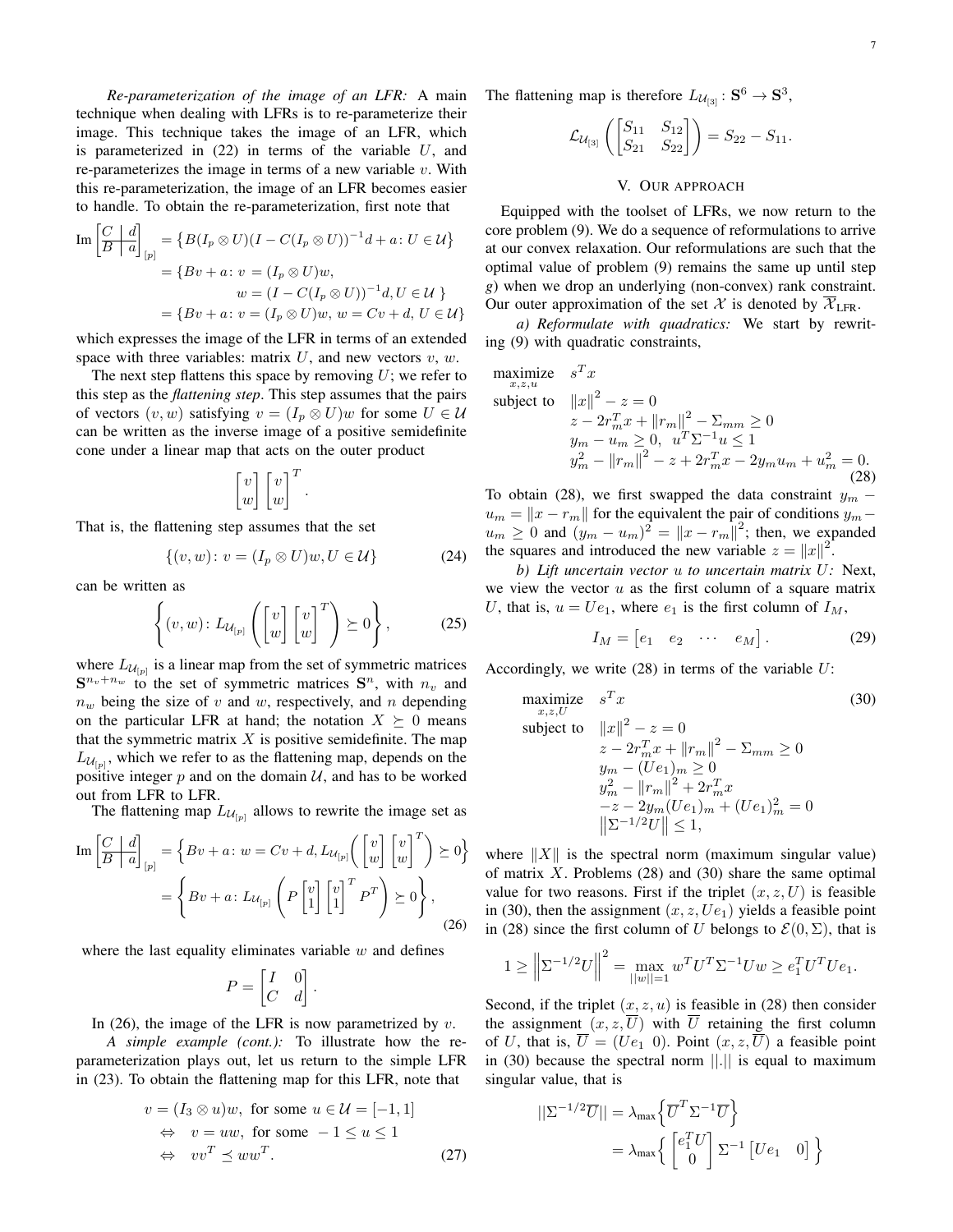*Re-parameterization of the image of an LFR:* A main technique when dealing with LFRs is to re-parameterize their image. This technique takes the image of an LFR, which is parameterized in (22) in terms of the variable $U$, and re-parameterizes the image in terms of a new variable $v$. With this re-parameterization, the image of an LFR becomes easier to handle. To obtain the re-parameterization, first note that

$$
\begin{aligned}
\operatorname{Im}\left[\begin{array}{c|c} C & d \\ \hline B & a \end{array}\right]_{[p]} &= \left\{ B(I_p \otimes U)(I - C(I_p \otimes U))^{-1} d + a \colon U \in \mathcal{U} \right\} \\
&= \{ Bv + a \colon v = (I_p \otimes U)w, \\
&\qquad w = (I - C(I_p \otimes U))^{-1} d, U \in \mathcal{U} \ \} \\
&= \{ Bv + a \colon v = (I_p \otimes U)w,\ w = Cv + d,\ U \in \mathcal{U} \}
\end{aligned}
$$

which expresses the image of the LFR in terms of an extended space with three variables: matrix $U$, and new vectors $v$, $w$.

The next step flattens this space by removing $U$; we refer to this step as the *flattening step*. This step assumes that the pairs of vectors $(v, w)$ satisfying $v = (I_p \otimes U)w$ for some $U \in \mathcal{U}$ can be written as the inverse image of a positive semidefinite cone under a linear map that acts on the outer product

$$
\begin{bmatrix} v \\ w \end{bmatrix} \begin{bmatrix} v \\ w \end{bmatrix}^T .
$$

That is, the flattening step assumes that the set

$$
\{ (v, w) \colon v = (I_p \otimes U)w, U \in \mathcal{U} \} \tag{24}
$$

can be written as

$$
\left\{ (v, w) \colon L_{\mathcal{U}_{[p]}} \left( \begin{bmatrix} v \\ w \end{bmatrix} \begin{bmatrix} v \\ w \end{bmatrix}^T \right) \succeq 0 \right\}, \tag{25}
$$

where $L_{\mathcal{U}_{[p]}}$ is a linear map from the set of symmetric matrices $\mathbf{S}^{n_v + n_w}$ to the set of symmetric matrices $\mathbf{S}^n$, with $n_v$ and $n_w$ being the size of $v$ and $w$, respectively, and $n$ depending on the particular LFR at hand; the notation $X \succeq 0$ means that the symmetric matrix $X$ is positive semidefinite. The map $L_{\mathcal{U}_{[p]}}$, which we refer to as the flattening map, depends on the positive integer $p$ and on the domain $\mathcal{U}$, and has to be worked out from LFR to LFR.

The flattening map $L_{\mathcal{U}_{[p]}}$ allows to rewrite the image set as

$$
\begin{aligned}
\operatorname{Im}\left[\begin{array}{c|c} C & d \\ \hline B & a \end{array}\right]_{[p]} &= \left\{ Bv + a \colon w = Cv + d, L_{\mathcal{U}_{[p]}}\!\left( \begin{bmatrix} v \\ w \end{bmatrix} \begin{bmatrix} v \\ w \end{bmatrix}^T \right) \succeq 0 \right\} \\
&= \left\{ Bv + a \colon L_{\mathcal{U}_{[p]}} \left( P \begin{bmatrix} v \\ 1 \end{bmatrix} \begin{bmatrix} v \\ 1 \end{bmatrix}^T P^T \right) \succeq 0 \right\},
\end{aligned} \tag{26}
$$

where the last equality eliminates variable $w$ and defines

$$
P = \begin{bmatrix} I & 0 \\ C & d \end{bmatrix}.
$$

In (26), the image of the LFR is now parametrized by $v$.

*A simple example (cont.):* To illustrate how the re-parameterization plays out, let us return to the simple LFR in (23). To obtain the flattening map for this LFR, note that

$$
\begin{aligned}
& v = (I_3 \otimes u)w, \text{ for some } u \in \mathcal{U} = [-1, 1] \\
\Leftrightarrow \quad & v = uw, \text{ for some } -1 \leq u \leq 1 \\
\Leftrightarrow \quad & vv^T \preceq ww^T.
\end{aligned} \tag{27}
$$

The flattening map is therefore $L_{\mathcal{U}_{[3]}} \colon \mathbf{S}^6 \to \mathbf{S}^3$,

$$
\mathcal{L}_{\mathcal{U}_{[3]}} \left( \begin{bmatrix} S_{11} & S_{12} \\ S_{21} & S_{22} \end{bmatrix} \right) = S_{22} - S_{11}.
$$

## V. Our approach

Equipped with the toolset of LFRs, we now return to the core problem (9). We do a sequence of reformulations to arrive at our convex relaxation. Our reformulations are such that the optimal value of problem (9) remains the same up until step *g*) when we drop an underlying (non-convex) rank constraint. Our outer approximation of the set $\mathcal{X}$ is denoted by $\overline{\mathcal{X}}_{\text{LFR}}$.

*a) Reformulate with quadratics:* We start by rewriting (9) with quadratic constraints,

$$
\begin{array}{ll}
\underset{x,z,u}{\text{maximize}} & s^T x \\
\text{subject to} & \|x\|^2 - z = 0 \\
& z - 2r_m^T x + \|r_m\|^2 - \Sigma_{mm} \geq 0 \\
& y_m - u_m \geq 0, \ \ u^T \Sigma^{-1} u \leq 1 \\
& y_m^2 - \|r_m\|^2 - z + 2r_m^T x - 2y_m u_m + u_m^2 = 0.
\end{array} \tag{28}
$$

To obtain (28), we first swapped the data constraint $y_m - u_m = \|x - r_m\|$ for the equivalent the pair of conditions $y_m - u_m \geq 0$ and $(y_m - u_m)^2 = \|x - r_m\|^2$; then, we expanded the squares and introduced the new variable $z = \|x\|^2$.

*b) Lift uncertain vector $u$ to uncertain matrix $U$:* Next, we view the vector $u$ as the first column of a square matrix $U$, that is, $u = Ue_1$, where $e_1$ is the first column of $I_M$,

$$
I_M = \begin{bmatrix} e_1 & e_2 & \cdots & e_M \end{bmatrix}. \tag{29}
$$

Accordingly, we write (28) in terms of the variable $U$:

$$
\begin{array}{ll}
\underset{x,z,U}{\text{maximize}} & s^T x \\
\text{subject to} & \|x\|^2 - z = 0 \\
& z - 2r_m^T x + \|r_m\|^2 - \Sigma_{mm} \geq 0 \\
& y_m - (Ue_1)_m \geq 0 \\
& y_m^2 - \|r_m\|^2 + 2r_m^T x \\
& -z - 2y_m (Ue_1)_m + (Ue_1)_m^2 = 0 \\
& \left\| \Sigma^{-1/2} U \right\| \leq 1,
\end{array} \tag{30}
$$

where $\|X\|$ is the spectral norm (maximum singular value) of matrix $X$. Problems (28) and (30) share the same optimal value for two reasons. First if the triplet $(x, z, U)$ is feasible in (30), then the assignment $(x, z, Ue_1)$ yields a feasible point in (28) since the first column of $U$ belongs to $\mathcal{E}(0, \Sigma)$, that is

$$
1 \geq \left\| \Sigma^{-1/2} U \right\|^2 = \max_{\|w\|=1} w^T U^T \Sigma^{-1} U w \geq e_1^T U^T U e_1.
$$

Second, if the triplet $(x, z, u)$ is feasible in (28) then consider the assignment $(x, z, \overline{U})$ with $\overline{U}$ retaining the first column of $U$, that is, $\overline{U} = (Ue_1 \ \ 0)$. Point $(x, z, \overline{U})$ a feasible point in (30) because the spectral norm $||.||$ is equal to maximum singular value, that is

$$
\begin{aligned}
||\Sigma^{-1/2} \overline{U}|| &= \lambda_{\max} \Big\{ \overline{U}^T \Sigma^{-1} \overline{U} \Big\} \\
&= \lambda_{\max} \Big\{ \begin{bmatrix} e_1^T U \\ 0 \end{bmatrix} \Sigma^{-1} \begin{bmatrix} Ue_1 & 0 \end{bmatrix} \Big\}
\end{aligned}
$$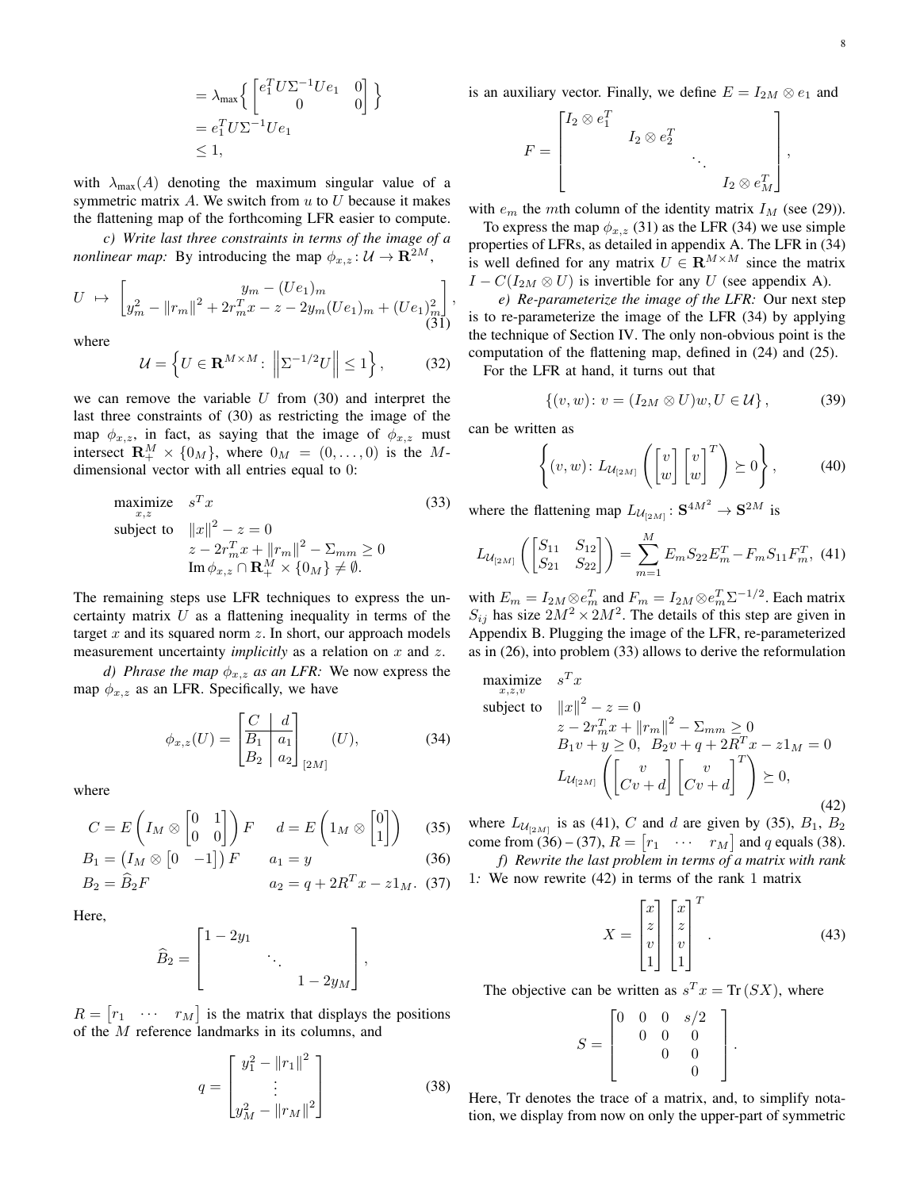$$
\begin{aligned}
&= \lambda_{\max}\left\{ \begin{bmatrix} e_1^T U \Sigma^{-1} U e_1 & 0 \\ 0 & 0 \end{bmatrix} \right\} \\
&= e_1^T U \Sigma^{-1} U e_1 \\
&\leq 1,
\end{aligned}
$$

with $\lambda_{\max}(A)$ denoting the maximum singular value of a symmetric matrix $A$. We switch from $u$ to $U$ because it makes the flattening map of the forthcoming LFR easier to compute.

*c) Write last three constraints in terms of the image of a nonlinear map:* By introducing the map $\phi_{x,z} : \mathcal{U} \to \mathbf{R}^{2M}$,

$$
U \;\mapsto\; \begin{bmatrix} y_m - (Ue_1)_m \\ y_m^2 - \|r_m\|^2 + 2r_m^T x - z - 2y_m (Ue_1)_m + (Ue_1)_m^2 \end{bmatrix}, \tag{31}
$$

where

$$
\mathcal{U} = \left\{ U \in \mathbf{R}^{M \times M} \colon \left\| \Sigma^{-1/2} U \right\| \leq 1 \right\}, \tag{32}
$$

we can remove the variable $U$ from (30) and interpret the last three constraints of (30) as restricting the image of the map $\phi_{x,z}$, in fact, as saying that the image of $\phi_{x,z}$ must intersect $\mathbf{R}_+^M \times \{0_M\}$, where $0_M = (0, \ldots, 0)$ is the $M$-dimensional vector with all entries equal to 0:

$$
\begin{array}{ll}
\underset{x,z}{\text{maximize}} & s^T x \\
\text{subject to} & \|x\|^2 - z = 0 \\
& z - 2r_m^T x + \|r_m\|^2 - \Sigma_{mm} \geq 0 \\
& \operatorname{Im} \phi_{x,z} \cap \mathbf{R}_+^M \times \{0_M\} \neq \emptyset.
\end{array} \tag{33}
$$

The remaining steps use LFR techniques to express the uncertainty matrix $U$ as a flattening inequality in terms of the target $x$ and its squared norm $z$. In short, our approach models measurement uncertainty *implicitly* as a relation on $x$ and $z$.

*d) Phrase the map $\phi_{x,z}$ as an LFR:* We now express the map $\phi_{x,z}$ as an LFR. Specifically, we have

$$
\phi_{x,z}(U) = \left[\begin{array}{c|c} C & d \\ \hline B_1 & a_1 \\ B_2 & a_2 \end{array}\right]_{[2M]} (U), \tag{34}
$$

where

$$
C = E\left( I_M \otimes \begin{bmatrix} 0 & 1 \\ 0 & 0 \end{bmatrix} \right) F \qquad d = E\left( 1_M \otimes \begin{bmatrix} 0 \\ 1 \end{bmatrix} \right) \tag{35}
$$

$$
B_1 = \left( I_M \otimes \begin{bmatrix} 0 & -1 \end{bmatrix} \right) F \qquad a_1 = y \tag{36}
$$

$$
B_2 = \widehat{B}_2 F \qquad a_2 = q + 2R^T x - z 1_M. \tag{37}
$$

Here,

$$
\widehat{B}_2 = \begin{bmatrix} 1 - 2y_1 & & \\ & \ddots & \\ & & 1 - 2y_M \end{bmatrix},
$$

$R = \begin{bmatrix} r_1 & \cdots & r_M \end{bmatrix}$ is the matrix that displays the positions of the $M$ reference landmarks in its columns, and

$$
q = \begin{bmatrix} y_1^2 - \|r_1\|^2 \\ \vdots \\ y_M^2 - \|r_M\|^2 \end{bmatrix} \tag{38}
$$

is an auxiliary vector. Finally, we define $E = I_{2M} \otimes e_1$ and

$$
F = \begin{bmatrix} I_2 \otimes e_1^T & & & \\ & I_2 \otimes e_2^T & & \\ & & \ddots & \\ & & & I_2 \otimes e_M^T \end{bmatrix},
$$

with $e_m$ the $m$th column of the identity matrix $I_M$ (see (29)).

To express the map $\phi_{x,z}$ (31) as the LFR (34) we use simple properties of LFRs, as detailed in appendix A. The LFR in (34) is well defined for any matrix $U \in \mathbf{R}^{M \times M}$ since the matrix $I - C(I_{2M} \otimes U)$ is invertible for any $U$ (see appendix A).

*e) Re-parameterize the image of the LFR:* Our next step is to re-parameterize the image of the LFR (34) by applying the technique of Section IV. The only non-obvious point is the computation of the flattening map, defined in (24) and (25).

For the LFR at hand, it turns out that

$$
\left\{ (v, w) \colon v = (I_{2M} \otimes U) w, U \in \mathcal{U} \right\}, \tag{39}
$$

can be written as

$$
\left\{ (v, w) \colon L_{\mathcal{U}_{[2M]}} \left( \begin{bmatrix} v \\ w \end{bmatrix} \begin{bmatrix} v \\ w \end{bmatrix}^T \right) \succeq 0 \right\}, \tag{40}
$$

where the flattening map $L_{\mathcal{U}_{[2M]}} \colon \mathbf{S}^{4M^2} \to \mathbf{S}^{2M}$ is

$$
L_{\mathcal{U}_{[2M]}} \left( \begin{bmatrix} S_{11} & S_{12} \\ S_{21} & S_{22} \end{bmatrix} \right) = \sum_{m=1}^{M} E_m S_{22} E_m^T - F_m S_{11} F_m^T, \tag{41}
$$

with $E_m = I_{2M} \otimes e_m^T$ and $F_m = I_{2M} \otimes e_m^T \Sigma^{-1/2}$. Each matrix $S_{ij}$ has size $2M^2 \times 2M^2$. The details of this step are given in Appendix B. Plugging the image of the LFR, re-parameterized as in (26), into problem (33) allows to derive the reformulation

$$
\begin{array}{ll}
\underset{x,z,v}{\text{maximize}} & s^T x \\
\text{subject to} & \|x\|^2 - z = 0 \\
& z - 2r_m^T x + \|r_m\|^2 - \Sigma_{mm} \geq 0 \\
& B_1 v + y \geq 0, \;\; B_2 v + q + 2R^T x - z 1_M = 0 \\
& L_{\mathcal{U}_{[2M]}} \left( \begin{bmatrix} v \\ Cv + d \end{bmatrix} \begin{bmatrix} v \\ Cv + d \end{bmatrix}^T \right) \succeq 0,
\end{array} \tag{42}
$$

where $L_{\mathcal{U}_{[2M]}}$ is as (41), $C$ and $d$ are given by (35), $B_1$, $B_2$ come from (36) – (37), $R = \begin{bmatrix} r_1 & \cdots & r_M \end{bmatrix}$ and $q$ equals (38).

*f) Rewrite the last problem in terms of a matrix with rank 1:* We now rewrite (42) in terms of the rank 1 matrix

$$
X = \begin{bmatrix} x \\ z \\ v \\ 1 \end{bmatrix} \begin{bmatrix} x \\ z \\ v \\ 1 \end{bmatrix}^T. \tag{43}
$$

The objective can be written as $s^T x = \operatorname{Tr}(SX)$, where

$$
S = \begin{bmatrix} 0 & 0 & 0 & s/2 \\ & 0 & 0 & 0 \\ & & 0 & 0 \\ & & & 0 \end{bmatrix}.
$$

Here, Tr denotes the trace of a matrix, and, to simplify notation, we display from now on only the upper-part of symmetric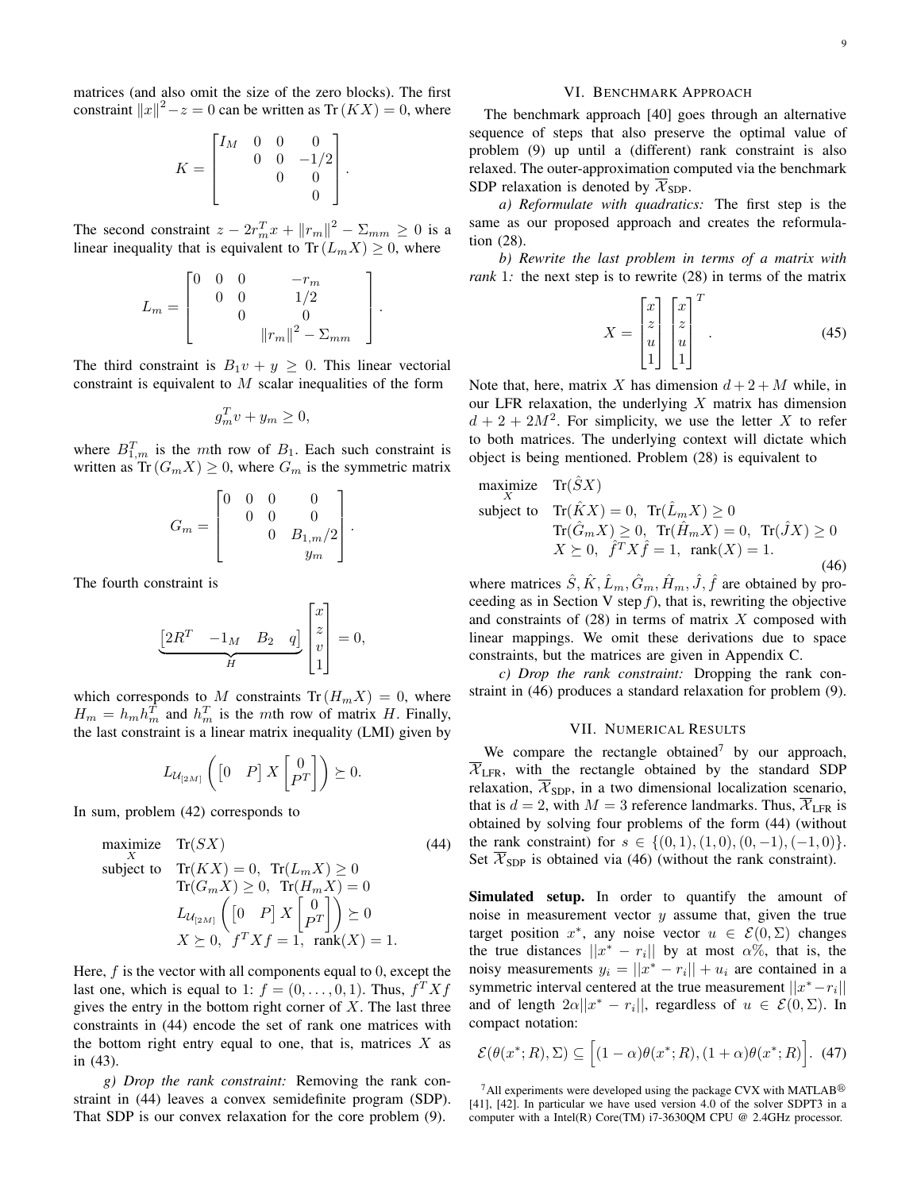matrices (and also omit the size of the zero blocks). The first constraint $\|x\|^2 - z = 0$ can be written as $\operatorname{Tr}(KX) = 0$, where

$$K = \begin{bmatrix} I_M & 0 & 0 & 0 \\ & 0 & 0 & -1/2 \\ & & 0 & 0 \\ & & & 0 \end{bmatrix}.$$

The second constraint $z - 2r_m^T x + \|r_m\|^2 - \Sigma_{mm} \geq 0$ is a linear inequality that is equivalent to $\operatorname{Tr}(L_m X) \geq 0$, where

$$L_m = \begin{bmatrix} 0 & 0 & 0 & -r_m \\ & 0 & 0 & 1/2 \\ & & 0 & 0 \\ & & & \|r_m\|^2 - \Sigma_{mm} \end{bmatrix}.$$

The third constraint is $B_1 v + y \geq 0$. This linear vectorial constraint is equivalent to $M$ scalar inequalities of the form

$$g_m^T v + y_m \geq 0,$$

where $B_{1,m}^T$ is the $m$th row of $B_1$. Each such constraint is written as $\operatorname{Tr}(G_m X) \geq 0$, where $G_m$ is the symmetric matrix

$$G_m = \begin{bmatrix} 0 & 0 & 0 & 0 \\ & 0 & 0 & 0 \\ & & 0 & B_{1,m}/2 \\ & & & y_m \end{bmatrix}.$$

The fourth constraint is

$$\underbrace{\begin{bmatrix} 2R^T & -1_M & B_2 & q \end{bmatrix}}_{H} \begin{bmatrix} x \\ z \\ v \\ 1 \end{bmatrix} = 0,$$

which corresponds to $M$ constraints $\operatorname{Tr}(H_m X) = 0$, where $H_m = h_m h_m^T$ and $h_m^T$ is the $m$th row of matrix $H$. Finally, the last constraint is a linear matrix inequality (LMI) given by

$$L_{\mathcal{U}_{[2M]}}\left( \begin{bmatrix} 0 & P \end{bmatrix} X \begin{bmatrix} 0 \\ P^T \end{bmatrix} \right) \succeq 0.$$

In sum, problem (42) corresponds to

$$\begin{array}{ll} \underset{X}{\text{maximize}} & \operatorname{Tr}(SX) \\ \text{subject to} & \operatorname{Tr}(KX) = 0, \ \operatorname{Tr}(L_m X) \geq 0 \\ & \operatorname{Tr}(G_m X) \geq 0, \ \operatorname{Tr}(H_m X) = 0 \\ & L_{\mathcal{U}_{[2M]}}\left( \begin{bmatrix} 0 & P \end{bmatrix} X \begin{bmatrix} 0 \\ P^T \end{bmatrix} \right) \succeq 0 \\ & X \succeq 0, \ \ f^T X f = 1, \ \ \operatorname{rank}(X) = 1. \end{array} \tag{44}$$

Here, $f$ is the vector with all components equal to 0, except the last one, which is equal to 1: $f = (0, \ldots, 0, 1)$. Thus, $f^T X f$ gives the entry in the bottom right corner of $X$. The last three constraints in (44) encode the set of rank one matrices with the bottom right entry equal to one, that is, matrices $X$ as in (43).

*g) Drop the rank constraint:* Removing the rank constraint in (44) leaves a convex semidefinite program (SDP). That SDP is our convex relaxation for the core problem (9).

## VI. Benchmark Approach

The benchmark approach [40] goes through an alternative sequence of steps that also preserve the optimal value of problem (9) up until a (different) rank constraint is also relaxed. The outer-approximation computed via the benchmark SDP relaxation is denoted by $\overline{\mathcal{X}}_{\text{SDP}}$.

*a) Reformulate with quadratics:* The first step is the same as our proposed approach and creates the reformulation (28).

*b) Rewrite the last problem in terms of a matrix with rank 1:* the next step is to rewrite (28) in terms of the matrix

$$X = \begin{bmatrix} x \\ z \\ u \\ 1 \end{bmatrix} \begin{bmatrix} x \\ z \\ u \\ 1 \end{bmatrix}^T. \tag{45}$$

Note that, here, matrix $X$ has dimension $d + 2 + M$ while, in our LFR relaxation, the underlying $X$ matrix has dimension $d + 2 + 2M^2$. For simplicity, we use the letter $X$ to refer to both matrices. The underlying context will dictate which object is being mentioned. Problem (28) is equivalent to

$$\begin{array}{ll} \underset{X}{\text{maximize}} & \operatorname{Tr}(\hat{S}X) \\ \text{subject to} & \operatorname{Tr}(\hat{K}X) = 0, \ \operatorname{Tr}(\hat{L}_m X) \geq 0 \\ & \operatorname{Tr}(\hat{G}_m X) \geq 0, \ \operatorname{Tr}(\hat{H}_m X) = 0, \ \operatorname{Tr}(\hat{J}X) \geq 0 \\ & X \succeq 0, \ \ \hat{f}^T X \hat{f} = 1, \ \ \operatorname{rank}(X) = 1. \end{array} \tag{46}$$

where matrices $\hat{S}, \hat{K}, \hat{L}_m, \hat{G}_m, \hat{H}_m, \hat{J}, \hat{f}$ are obtained by proceeding as in Section V step *f*), that is, rewriting the objective and constraints of (28) in terms of matrix $X$ composed with linear mappings. We omit these derivations due to space constraints, but the matrices are given in Appendix C.

*c) Drop the rank constraint:* Dropping the rank constraint in (46) produces a standard relaxation for problem (9).

## VII. Numerical Results

We compare the rectangle obtained[7] by our approach, $\overline{\mathcal{X}}_{\text{LFR}}$, with the rectangle obtained by the standard SDP relaxation, $\overline{\mathcal{X}}_{\text{SDP}}$, in a two dimensional localization scenario, that is $d = 2$, with $M = 3$ reference landmarks. Thus, $\overline{\mathcal{X}}_{\text{LFR}}$ is obtained by solving four problems of the form (44) (without the rank constraint) for $s \in \{(0,1), (1,0), (0,-1), (-1,0)\}$. Set $\overline{\mathcal{X}}_{\text{SDP}}$ is obtained via (46) (without the rank constraint).

**Simulated setup.** In order to quantify the amount of noise in measurement vector $y$ assume that, given the true target position $x^*$, any noise vector $u \in \mathcal{E}(0, \Sigma)$ changes the true distances $||x^* - r_i||$ by at most $\alpha\%$, that is, the noisy measurements $y_i = ||x^* - r_i|| + u_i$ are contained in a symmetric interval centered at the true measurement $||x^* - r_i||$ and of length $2\alpha||x^* - r_i||$, regardless of $u \in \mathcal{E}(0, \Sigma)$. In compact notation:

$$\mathcal{E}(\theta(x^*; R), \Sigma) \subseteq \Big[ (1 - \alpha)\theta(x^*; R), (1 + \alpha)\theta(x^*; R) \Big]. \tag{47}$$

[7] All experiments were developed using the package CVX with MATLAB® [41], [42]. In particular we have used version 4.0 of the solver SDPT3 in a computer with a Intel(R) Core(TM) i7-3630QM CPU @ 2.4GHz processor.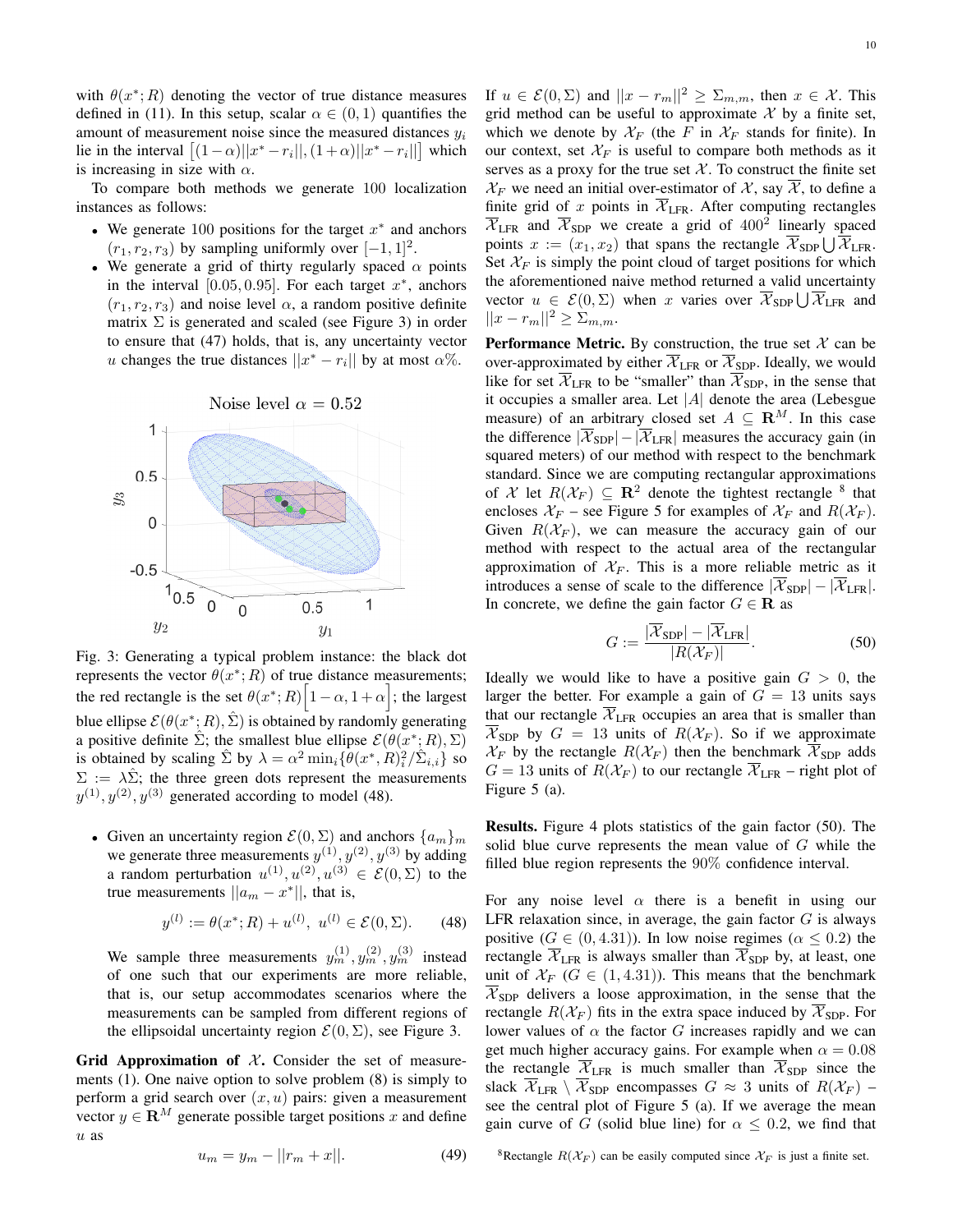with $\theta(x^*; R)$ denoting the vector of true distance measures defined in (11). In this setup, scalar $\alpha \in (0,1)$ quantifies the amount of measurement noise since the measured distances $y_i$ lie in the interval $\left[(1-\alpha)||x^*-r_i||, (1+\alpha)||x^*-r_i||\right]$ which is increasing in size with $\alpha$.

To compare both methods we generate 100 localization instances as follows:

- We generate 100 positions for the target $x^*$ and anchors $(r_1, r_2, r_3)$ by sampling uniformly over $[-1,1]^2$.
- We generate a grid of thirty regularly spaced $\alpha$ points in the interval $[0.05, 0.95]$. For each target $x^*$, anchors $(r_1, r_2, r_3)$ and noise level $\alpha$, a random positive definite matrix $\Sigma$ is generated and scaled (see Figure 3) in order to ensure that (47) holds, that is, any uncertainty vector $u$ changes the true distances $||x^* - r_i||$ by at most $\alpha\%$.

Fig. 3: Generating a typical problem instance: the black dot represents the vector $\theta(x^*; R)$ of true distance measurements; the red rectangle is the set $\theta(x^*; R)\Big[1-\alpha, 1+\alpha\Big]$; the largest blue ellipse $\mathcal{E}(\theta(x^*; R), \hat{\Sigma})$ is obtained by randomly generating a positive definite $\hat{\Sigma}$; the smallest blue ellipse $\mathcal{E}(\theta(x^*; R), \Sigma)$ is obtained by scaling $\hat{\Sigma}$ by $\lambda = \alpha^2 \min_i\{\theta(x^*, R)_i^2 / \hat{\Sigma}_{i,i}\}$ so $\Sigma := \lambda\hat{\Sigma}$; the three green dots represent the measurements $y^{(1)}, y^{(2)}, y^{(3)}$ generated according to model (48).

- Given an uncertainty region $\mathcal{E}(0, \Sigma)$ and anchors $\{a_m\}_m$ we generate three measurements $y^{(1)}, y^{(2)}, y^{(3)}$ by adding a random perturbation $u^{(1)}, u^{(2)}, u^{(3)} \in \mathcal{E}(0, \Sigma)$ to the true measurements $||a_m - x^*||$, that is,

$$y^{(l)} := \theta(x^*; R) + u^{(l)}, \ \ u^{(l)} \in \mathcal{E}(0, \Sigma). \tag{48}$$

We sample three measurements $y_m^{(1)}, y_m^{(2)}, y_m^{(3)}$ instead of one such that our experiments are more reliable, that is, our setup accommodates scenarios where the measurements can be sampled from different regions of the ellipsoidal uncertainty region $\mathcal{E}(0, \Sigma)$, see Figure 3.

**Grid Approximation of $\mathcal{X}$.** Consider the set of measurements (1). One naive option to solve problem (8) is simply to perform a grid search over $(x, u)$ pairs: given a measurement vector $y \in \mathbf{R}^M$ generate possible target positions $x$ and define $u$ as

$$u_m = y_m - ||r_m + x||. \tag{49}$$

If $u \in \mathcal{E}(0, \Sigma)$ and $||x - r_m||^2 \geq \Sigma_{m,m}$, then $x \in \mathcal{X}$. This grid method can be useful to approximate $\mathcal{X}$ by a finite set, which we denote by $\mathcal{X}_F$ (the $F$ in $\mathcal{X}_F$ stands for finite). In our context, set $\mathcal{X}_F$ is useful to compare both methods as it serves as a proxy for the true set $\mathcal{X}$. To construct the finite set $\mathcal{X}_F$ we need an initial over-estimator of $\mathcal{X}$, say $\overline{\mathcal{X}}$, to define a finite grid of $x$ points in $\overline{\mathcal{X}}_{\text{LFR}}$. After computing rectangles $\overline{\mathcal{X}}_{\text{LFR}}$ and $\overline{\mathcal{X}}_{\text{SDP}}$ we create a grid of $400^2$ linearly spaced points $x := (x_1, x_2)$ that spans the rectangle $\overline{\mathcal{X}}_{\text{SDP}} \bigcup \overline{\mathcal{X}}_{\text{LFR}}$. Set $\mathcal{X}_F$ is simply the point cloud of target positions for which the aforementioned naive method returned a valid uncertainty vector $u \in \mathcal{E}(0, \Sigma)$ when $x$ varies over $\overline{\mathcal{X}}_{\text{SDP}} \bigcup \overline{\mathcal{X}}_{\text{LFR}}$ and $||x - r_m||^2 \geq \Sigma_{m,m}$.

**Performance Metric.** By construction, the true set $\mathcal{X}$ can be over-approximated by either $\overline{\mathcal{X}}_{\text{LFR}}$ or $\overline{\mathcal{X}}_{\text{SDP}}$. Ideally, we would like for set $\overline{\mathcal{X}}_{\text{LFR}}$ to be "smaller" than $\overline{\mathcal{X}}_{\text{SDP}}$, in the sense that it occupies a smaller area. Let $|A|$ denote the area (Lebesgue measure) of an arbitrary closed set $A \subseteq \mathbf{R}^M$. In this case the difference $|\overline{\mathcal{X}}_{\text{SDP}}| - |\overline{\mathcal{X}}_{\text{LFR}}|$ measures the accuracy gain (in squared meters) of our method with respect to the benchmark standard. Since we are computing rectangular approximations of $\mathcal{X}$ let $R(\mathcal{X}_F) \subseteq \mathbf{R}^2$ denote the tightest rectangle [8] that encloses $\mathcal{X}_F$ – see Figure 5 for examples of $\mathcal{X}_F$ and $R(\mathcal{X}_F)$. Given $R(\mathcal{X}_F)$, we can measure the accuracy gain of our method with respect to the actual area of the rectangular approximation of $\mathcal{X}_F$. This is a more reliable metric as it introduces a sense of scale to the difference $|\overline{\mathcal{X}}_{\text{SDP}}| - |\overline{\mathcal{X}}_{\text{LFR}}|$. In concrete, we define the gain factor $G \in \mathbf{R}$ as

$$G := \frac{|\overline{\mathcal{X}}_{\text{SDP}}| - |\overline{\mathcal{X}}_{\text{LFR}}|}{|R(\mathcal{X}_F)|}. \tag{50}$$

Ideally we would like to have a positive gain $G > 0$, the larger the better. For example a gain of $G = 13$ units says that our rectangle $\overline{\mathcal{X}}_{\text{LFR}}$ occupies an area that is smaller than $\overline{\mathcal{X}}_{\text{SDP}}$ by $G = 13$ units of $R(\mathcal{X}_F)$. So if we approximate $\mathcal{X}_F$ by the rectangle $R(\mathcal{X}_F)$ then the benchmark $\overline{\mathcal{X}}_{\text{SDP}}$ adds $G = 13$ units of $R(\mathcal{X}_F)$ to our rectangle $\overline{\mathcal{X}}_{\text{LFR}}$ – right plot of Figure 5 (a).

**Results.** Figure 4 plots statistics of the gain factor (50). The solid blue curve represents the mean value of $G$ while the filled blue region represents the 90% confidence interval.

For any noise level $\alpha$ there is a benefit in using our LFR relaxation since, in average, the gain factor $G$ is always positive ($G \in (0, 4.31)$). In low noise regimes ($\alpha \leq 0.2$) the rectangle $\overline{\mathcal{X}}_{\text{LFR}}$ is always smaller than $\overline{\mathcal{X}}_{\text{SDP}}$ by, at least, one unit of $\mathcal{X}_F$ ($G \in (1, 4.31)$). This means that the benchmark $\overline{\mathcal{X}}_{\text{SDP}}$ delivers a loose approximation, in the sense that the rectangle $R(\mathcal{X}_F)$ fits in the extra space induced by $\overline{\mathcal{X}}_{\text{SDP}}$. For lower values of $\alpha$ the factor $G$ increases rapidly and we can get much higher accuracy gains. For example when $\alpha = 0.08$ the rectangle $\overline{\mathcal{X}}_{\text{LFR}}$ is much smaller than $\overline{\mathcal{X}}_{\text{SDP}}$ since the slack $\overline{\mathcal{X}}_{\text{LFR}} \setminus \overline{\mathcal{X}}_{\text{SDP}}$ encompasses $G \approx 3$ units of $R(\mathcal{X}_F)$ – see the central plot of Figure 5 (a). If we average the mean gain curve of $G$ (solid blue line) for $\alpha \leq 0.2$, we find that

[8] Rectangle $R(\mathcal{X}_F)$ can be easily computed since $\mathcal{X}_F$ is just a finite set.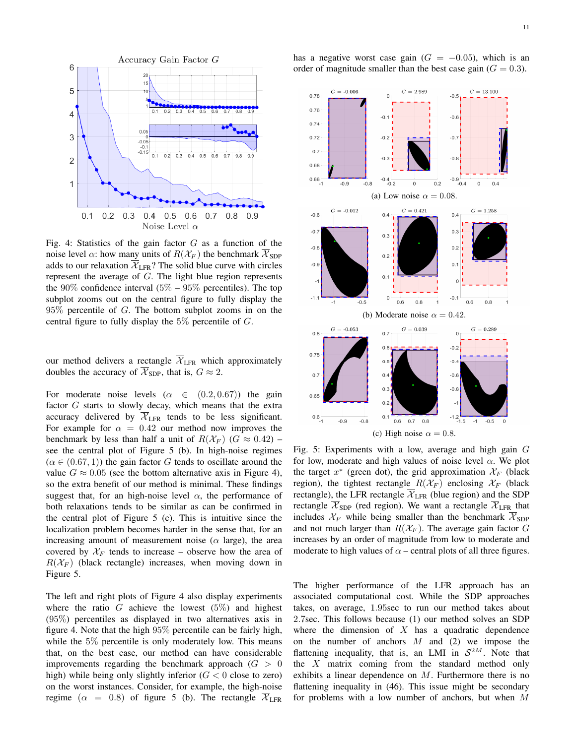Fig. 4: Statistics of the gain factor $G$ as a function of the noise level $\alpha$: how many units of $R(\mathcal{X}_F)$ the benchmark $\overline{\mathcal{X}}_{\text{SDP}}$ adds to our relaxation $\overline{\mathcal{X}}_{\text{LFR}}$? The solid blue curve with circles represent the average of $G$. The light blue region represents the 90% confidence interval (5% – 95% percentiles). The top subplot zooms out on the central figure to fully display the 95% percentile of $G$. The bottom subplot zooms in on the central figure to fully display the 5% percentile of $G$.

our method delivers a rectangle $\overline{\mathcal{X}}_{\text{LFR}}$ which approximately doubles the accuracy of $\overline{\mathcal{X}}_{\text{SDP}}$, that is, $G \approx 2$.

For moderate noise levels ($\alpha \in (0.2, 0.67)$) the gain factor $G$ starts to slowly decay, which means that the extra accuracy delivered by $\overline{\mathcal{X}}_{\text{LFR}}$ tends to be less significant. For example for $\alpha = 0.42$ our method now improves the benchmark by less than half a unit of $R(\mathcal{X}_F)$ ($G \approx 0.42$) – see the central plot of Figure 5 (b). In high-noise regimes ($\alpha \in (0.67, 1)$) the gain factor $G$ tends to oscillate around the value $G \approx 0.05$ (see the bottom alternative axis in Figure 4), so the extra benefit of our method is minimal. These findings suggest that, for an high-noise level $\alpha$, the performance of both relaxations tends to be similar as can be confirmed in the central plot of Figure 5 (c). This is intuitive since the localization problem becomes harder in the sense that, for an increasing amount of measurement noise ($\alpha$ large), the area covered by $\mathcal{X}_F$ tends to increase – observe how the area of $R(\mathcal{X}_F)$ (black rectangle) increases, when moving down in Figure 5.

The left and right plots of Figure 4 also display experiments where the ratio $G$ achieve the lowest (5%) and highest (95%) percentiles as displayed in two alternatives axis in figure 4. Note that the high 95% percentile can be fairly high, while the 5% percentile is only moderately low. This means that, on the best case, our method can have considerable improvements regarding the benchmark approach ($G > 0$ high) while being only slightly inferior ($G < 0$ close to zero) on the worst instances. Consider, for example, the high-noise regime ($\alpha = 0.8$) of figure 5 (b). The rectangle $\overline{\mathcal{X}}_{\text{LFR}}$ has a negative worst case gain ($G = -0.05$), which is an order of magnitude smaller than the best case gain ($G = 0.3$).

(a) Low noise $\alpha = 0.08$.

(b) Moderate noise $\alpha = 0.42$.

(c) High noise $\alpha = 0.8$.

Fig. 5: Experiments with a low, average and high gain $G$ for low, moderate and high values of noise level $\alpha$. We plot the target $x^*$ (green dot), the grid approximation $\mathcal{X}_F$ (black region), the tightest rectangle $R(\mathcal{X}_F)$ enclosing $\mathcal{X}_F$ (black rectangle), the LFR rectangle $\overline{\mathcal{X}}_{\text{LFR}}$ (blue region) and the SDP rectangle $\overline{\mathcal{X}}_{\text{SDP}}$ (red region). We want a rectangle $\overline{\mathcal{X}}_{\text{LFR}}$ that includes $\mathcal{X}_F$ while being smaller than the benchmark $\overline{\mathcal{X}}_{\text{SDP}}$ and not much larger than $R(\mathcal{X}_F)$. The average gain factor $G$ increases by an order of magnitude from low to moderate and moderate to high values of $\alpha$ – central plots of all three figures.

The higher performance of the LFR approach has an associated computational cost. While the SDP approaches takes, on average, 1.95sec to run our method takes about 2.7sec. This follows because (1) our method solves an SDP where the dimension of $X$ has a quadratic dependence on the number of anchors $M$ and (2) we impose the flattening inequality, that is, an LMI in $\mathcal{S}^{2M}$. Note that the $X$ matrix coming from the standard method only exhibits a linear dependence on $M$. Furthermore there is no flattening inequality in (46). This issue might be secondary for problems with a low number of anchors, but when $M$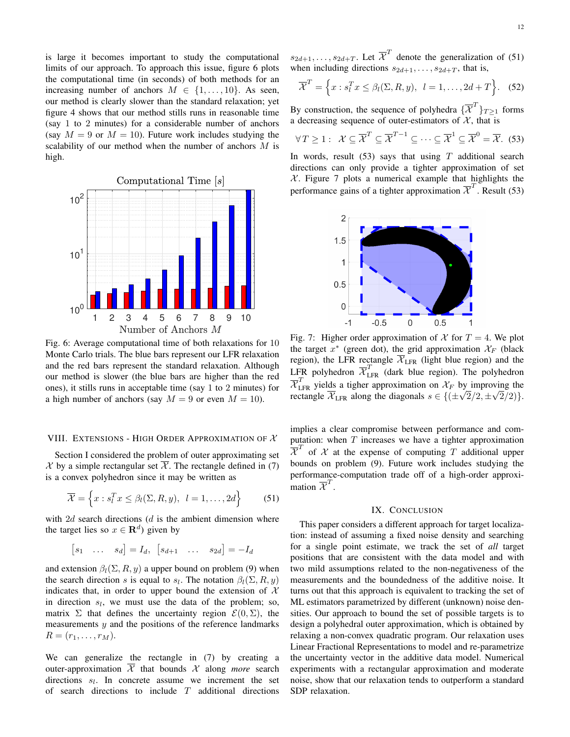is large it becomes important to study the computational limits of our approach. To approach this issue, figure 6 plots the computational time (in seconds) of both methods for an increasing number of anchors $M \in \{1, \ldots, 10\}$. As seen, our method is clearly slower than the standard relaxation; yet figure 4 shows that our method stills runs in reasonable time (say 1 to 2 minutes) for a considerable number of anchors (say $M = 9$ or $M = 10$). Future work includes studying the scalability of our method when the number of anchors $M$ is high.

Fig. 6: Average computational time of both relaxations for 10 Monte Carlo trials. The blue bars represent our LFR relaxation and the red bars represent the standard relaxation. Although our method is slower (the blue bars are higher than the red ones), it stills runs in acceptable time (say 1 to 2 minutes) for a high number of anchors (say $M = 9$ or even $M = 10$).

## VIII. Extensions - High Order Approximation of $\mathcal{X}$

Section I considered the problem of outer approximating set $\mathcal{X}$ by a simple rectangular set $\overline{\mathcal{X}}$. The rectangle defined in (7) is a convex polyhedron since it may be written as

$$\overline{\mathcal{X}} = \left\{ x : s_l^T x \leq \beta_l(\Sigma, R, y), \;\; l = 1, \ldots, 2d \right\} \tag{51}$$

with $2d$ search directions ($d$ is the ambient dimension where the target lies so $x \in \mathbf{R}^d$) given by

$$\begin{bmatrix} s_1 & \ldots & s_d \end{bmatrix} = I_d, \;\; \begin{bmatrix} s_{d+1} & \ldots & s_{2d} \end{bmatrix} = -I_d$$

and extension $\beta_l(\Sigma, R, y)$ a upper bound on problem (9) when the search direction $s$ is equal to $s_l$. The notation $\beta_l(\Sigma, R, y)$ indicates that, in order to upper bound the extension of $\mathcal{X}$ in direction $s_l$, we must use the data of the problem; so, matrix $\Sigma$ that defines the uncertainty region $\mathcal{E}(0, \Sigma)$, the measurements $y$ and the positions of the reference landmarks $R = (r_1, \ldots, r_M)$.

We can generalize the rectangle in (7) by creating a outer-approximation $\overline{\mathcal{X}}$ that bounds $\mathcal{X}$ along *more* search directions $s_l$. In concrete assume we increment the set of search directions to include $T$ additional directions $s_{2d+1}, \ldots, s_{2d+T}$. Let $\overline{\mathcal{X}}^T$ denote the generalization of (51) when including directions $s_{2d+1}, \ldots, s_{2d+T}$, that is,

$$\overline{\mathcal{X}}^T = \left\{ x : s_l^T x \leq \beta_l(\Sigma, R, y), \;\; l = 1, \ldots, 2d + T \right\}. \tag{52}$$

By construction, the sequence of polyhedra $\{\overline{\mathcal{X}}^T\}_{T \geq 1}$ forms a decreasing sequence of outer-estimators of $\mathcal{X}$, that is

$$\forall T \geq 1 : \;\; \mathcal{X} \subseteq \overline{\mathcal{X}}^T \subseteq \overline{\mathcal{X}}^{T-1} \subseteq \cdots \subseteq \overline{\mathcal{X}}^1 \subseteq \overline{\mathcal{X}}^0 = \overline{\mathcal{X}}. \tag{53}$$

In words, result (53) says that using $T$ additional search directions can only provide a tighter approximation of set $\mathcal{X}$. Figure 7 plots a numerical example that highlights the performance gains of a tighter approximation $\overline{\mathcal{X}}^T$. Result (53) implies a clear compromise between performance and computation: when $T$ increases we have a tighter approximation $\overline{\mathcal{X}}^T$ of $\mathcal{X}$ at the expense of computing $T$ additional upper bounds on problem (9). Future work includes studying the performance-computation trade off of a high-order approximation $\overline{\mathcal{X}}^T$.

Fig. 7: Higher order approximation of $\mathcal{X}$ for $T = 4$. We plot the target $x^*$ (green dot), the grid approximation $\mathcal{X}_F$ (black region), the LFR rectangle $\overline{\mathcal{X}}_{\text{LFR}}$ (light blue region) and the LFR polyhedron $\overline{\mathcal{X}}_{\text{LFR}}^T$ (dark blue region). The polyhedron $\overline{\mathcal{X}}_{\text{LFR}}^T$ yields a tigher approximation on $\mathcal{X}_F$ by improving the rectangle $\overline{\mathcal{X}}_{\text{LFR}}$ along the diagonals $s \in \{(\pm\sqrt{2}/2, \pm\sqrt{2}/2)\}$.

## IX. Conclusion

This paper considers a different approach for target localization: instead of assuming a fixed noise density and searching for a single point estimate, we track the set of *all* target positions that are consistent with the data model and with two mild assumptions related to the non-negativeness of the measurements and the boundedness of the additive noise. It turns out that this approach is equivalent to tracking the set of ML estimators parametrized by different (unknown) noise densities. Our approach to bound the set of possible targets is to design a polyhedral outer approximation, which is obtained by relaxing a non-convex quadratic program. Our relaxation uses Linear Fractional Representations to model and re-parametrize the uncertainty vector in the additive data model. Numerical experiments with a rectangular approximation and moderate noise, show that our relaxation tends to outperform a standard SDP relaxation.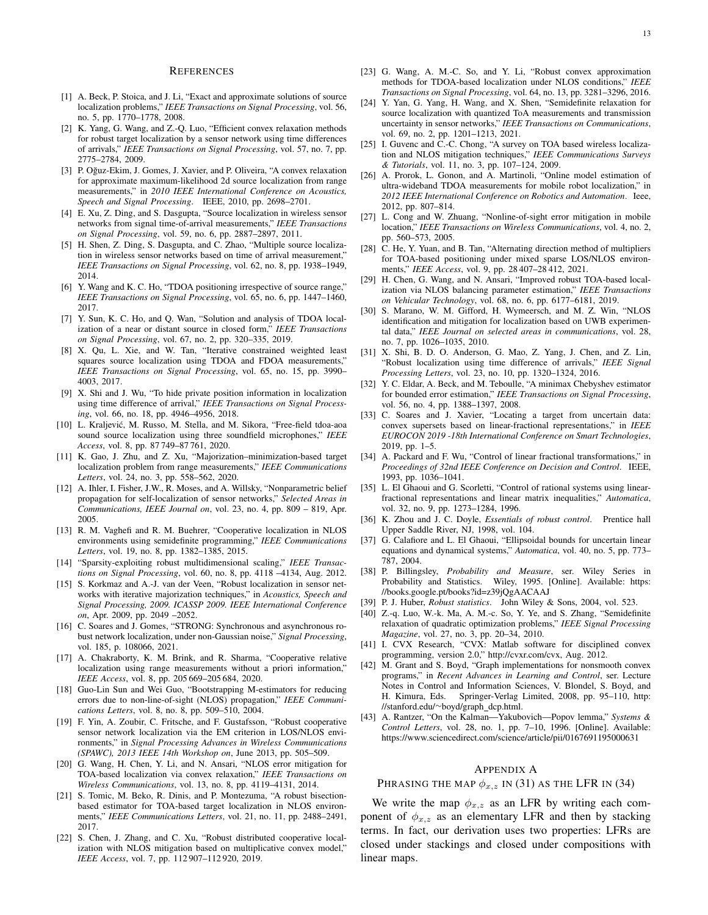## References

[1] A. Beck, P. Stoica, and J. Li, "Exact and approximate solutions of source localization problems," *IEEE Transactions on Signal Processing*, vol. 56, no. 5, pp. 1770–1778, 2008.

[2] K. Yang, G. Wang, and Z.-Q. Luo, "Efficient convex relaxation methods for robust target localization by a sensor network using time differences of arrivals," *IEEE Transactions on Signal Processing*, vol. 57, no. 7, pp. 2775–2784, 2009.

[3] P. Oğuz-Ekim, J. Gomes, J. Xavier, and P. Oliveira, "A convex relaxation for approximate maximum-likelihood 2d source localization from range measurements," in *2010 IEEE International Conference on Acoustics, Speech and Signal Processing*. IEEE, 2010, pp. 2698–2701.

[4] E. Xu, Z. Ding, and S. Dasgupta, "Source localization in wireless sensor networks from signal time-of-arrival measurements," *IEEE Transactions on Signal Processing*, vol. 59, no. 6, pp. 2887–2897, 2011.

[5] H. Shen, Z. Ding, S. Dasgupta, and C. Zhao, "Multiple source localization in wireless sensor networks based on time of arrival measurement," *IEEE Transactions on Signal Processing*, vol. 62, no. 8, pp. 1938–1949, 2014.

[6] Y. Wang and K. C. Ho, "TDOA positioning irrespective of source range," *IEEE Transactions on Signal Processing*, vol. 65, no. 6, pp. 1447–1460, 2017.

[7] Y. Sun, K. C. Ho, and Q. Wan, "Solution and analysis of TDOA localization of a near or distant source in closed form," *IEEE Transactions on Signal Processing*, vol. 67, no. 2, pp. 320–335, 2019.

[8] X. Qu, L. Xie, and W. Tan, "Iterative constrained weighted least squares source localization using TDOA and FDOA measurements," *IEEE Transactions on Signal Processing*, vol. 65, no. 15, pp. 3990–4003, 2017.

[9] X. Shi and J. Wu, "To hide private position information in localization using time difference of arrival," *IEEE Transactions on Signal Processing*, vol. 66, no. 18, pp. 4946–4956, 2018.

[10] L. Kraljević, M. Russo, M. Stella, and M. Sikora, "Free-field tdoa-aoa sound source localization using three soundfield microphones," *IEEE Access*, vol. 8, pp. 87 749–87 761, 2020.

[11] K. Gao, J. Zhu, and Z. Xu, "Majorization–minimization-based target localization problem from range measurements," *IEEE Communications Letters*, vol. 24, no. 3, pp. 558–562, 2020.

[12] A. Ihler, I. Fisher, J.W., R. Moses, and A. Willsky, "Nonparametric belief propagation for self-localization of sensor networks," *Selected Areas in Communications, IEEE Journal on*, vol. 23, no. 4, pp. 809 – 819, Apr. 2005.

[13] R. M. Vaghefi and R. M. Buehrer, "Cooperative localization in NLOS environments using semidefinite programming," *IEEE Communications Letters*, vol. 19, no. 8, pp. 1382–1385, 2015.

[14] "Sparsity-exploiting robust multidimensional scaling," *IEEE Transactions on Signal Processing*, vol. 60, no. 8, pp. 4118 –4134, Aug. 2012.

[15] S. Korkmaz and A.-J. van der Veen, "Robust localization in sensor networks with iterative majorization techniques," in *Acoustics, Speech and Signal Processing, 2009. ICASSP 2009. IEEE International Conference on*, Apr. 2009, pp. 2049 –2052.

[16] C. Soares and J. Gomes, "STRONG: Synchronous and asynchronous robust network localization, under non-Gaussian noise," *Signal Processing*, vol. 185, p. 108066, 2021.

[17] A. Chakraborty, K. M. Brink, and R. Sharma, "Cooperative relative localization using range measurements without a priori information," *IEEE Access*, vol. 8, pp. 205 669–205 684, 2020.

[18] Guo-Lin Sun and Wei Guo, "Bootstrapping M-estimators for reducing errors due to non-line-of-sight (NLOS) propagation," *IEEE Communications Letters*, vol. 8, no. 8, pp. 509–510, 2004.

[19] F. Yin, A. Zoubir, C. Fritsche, and F. Gustafsson, "Robust cooperative sensor network localization via the EM criterion in LOS/NLOS environments," in *Signal Processing Advances in Wireless Communications (SPAWC), 2013 IEEE 14th Workshop on*, June 2013, pp. 505–509.

[20] G. Wang, H. Chen, Y. Li, and N. Ansari, "NLOS error mitigation for TOA-based localization via convex relaxation," *IEEE Transactions on Wireless Communications*, vol. 13, no. 8, pp. 4119–4131, 2014.

[21] S. Tomic, M. Beko, R. Dinis, and P. Montezuma, "A robust bisection-based estimator for TOA-based target localization in NLOS environments," *IEEE Communications Letters*, vol. 21, no. 11, pp. 2488–2491, 2017.

[22] S. Chen, J. Zhang, and C. Xu, "Robust distributed cooperative localization with NLOS mitigation based on multiplicative convex model," *IEEE Access*, vol. 7, pp. 112 907–112 920, 2019.

[23] G. Wang, A. M.-C. So, and Y. Li, "Robust convex approximation methods for TDOA-based localization under NLOS conditions," *IEEE Transactions on Signal Processing*, vol. 64, no. 13, pp. 3281–3296, 2016.

[24] Y. Yan, G. Yang, H. Wang, and X. Shen, "Semidefinite relaxation for source localization with quantized ToA measurements and transmission uncertainty in sensor networks," *IEEE Transactions on Communications*, vol. 69, no. 2, pp. 1201–1213, 2021.

[25] I. Guvenc and C.-C. Chong, "A survey on TOA based wireless localization and NLOS mitigation techniques," *IEEE Communications Surveys & Tutorials*, vol. 11, no. 3, pp. 107–124, 2009.

[26] A. Prorok, L. Gonon, and A. Martinoli, "Online model estimation of ultra-wideband TDOA measurements for mobile robot localization," in *2012 IEEE International Conference on Robotics and Automation*. Ieee, 2012, pp. 807–814.

[27] L. Cong and W. Zhuang, "Nonline-of-sight error mitigation in mobile location," *IEEE Transactions on Wireless Communications*, vol. 4, no. 2, pp. 560–573, 2005.

[28] C. He, Y. Yuan, and B. Tan, "Alternating direction method of multipliers for TOA-based positioning under mixed sparse LOS/NLOS environments," *IEEE Access*, vol. 9, pp. 28 407–28 412, 2021.

[29] H. Chen, G. Wang, and N. Ansari, "Improved robust TOA-based localization via NLOS balancing parameter estimation," *IEEE Transactions on Vehicular Technology*, vol. 68, no. 6, pp. 6177–6181, 2019.

[30] S. Marano, W. M. Gifford, H. Wymeersch, and M. Z. Win, "NLOS identification and mitigation for localization based on UWB experimental data," *IEEE Journal on selected areas in communications*, vol. 28, no. 7, pp. 1026–1035, 2010.

[31] X. Shi, B. D. O. Anderson, G. Mao, Z. Yang, J. Chen, and Z. Lin, "Robust localization using time difference of arrivals," *IEEE Signal Processing Letters*, vol. 23, no. 10, pp. 1320–1324, 2016.

[32] Y. C. Eldar, A. Beck, and M. Teboulle, "A minimax Chebyshev estimator for bounded error estimation," *IEEE Transactions on Signal Processing*, vol. 56, no. 4, pp. 1388–1397, 2008.

[33] C. Soares and J. Xavier, "Locating a target from uncertain data: convex supersets based on linear-fractional representations," in *IEEE EUROCON 2019 -18th International Conference on Smart Technologies*, 2019, pp. 1–5.

[34] A. Packard and F. Wu, "Control of linear fractional transformations," in *Proceedings of 32nd IEEE Conference on Decision and Control*. IEEE, 1993, pp. 1036–1041.

[35] L. El Ghaoui and G. Scorletti, "Control of rational systems using linear-fractional representations and linear matrix inequalities," *Automatica*, vol. 32, no. 9, pp. 1273–1284, 1996.

[36] K. Zhou and J. C. Doyle, *Essentials of robust control*. Prentice hall Upper Saddle River, NJ, 1998, vol. 104.

[37] G. Calafiore and L. El Ghaoui, "Ellipsoidal bounds for uncertain linear equations and dynamical systems," *Automatica*, vol. 40, no. 5, pp. 773–787, 2004.

[38] P. Billingsley, *Probability and Measure*, ser. Wiley Series in Probability and Statistics. Wiley, 1995. [Online]. Available: https://books.google.pt/books?id=z39jQgAACAAJ

[39] P. J. Huber, *Robust statistics*. John Wiley & Sons, 2004, vol. 523.

[40] Z.-q. Luo, W.-k. Ma, A. M.-c. So, Y. Ye, and S. Zhang, "Semidefinite relaxation of quadratic optimization problems," *IEEE Signal Processing Magazine*, vol. 27, no. 3, pp. 20–34, 2010.

[41] I. CVX Research, "CVX: Matlab software for disciplined convex programming, version 2.0," http://cvxr.com/cvx, Aug. 2012.

[42] M. Grant and S. Boyd, "Graph implementations for nonsmooth convex programs," in *Recent Advances in Learning and Control*, ser. Lecture Notes in Control and Information Sciences, V. Blondel, S. Boyd, and H. Kimura, Eds. Springer-Verlag Limited, 2008, pp. 95–110, http://stanford.edu/~boyd/graph_dcp.html.

[43] A. Rantzer, "On the Kalman—Yakubovich—Popov lemma," *Systems & Control Letters*, vol. 28, no. 1, pp. 7–10, 1996. [Online]. Available: https://www.sciencedirect.com/science/article/pii/0167691195000631

## Appendix A
## Phrasing the map $\phi_{x,z}$ in (31) as the LFR in (34)

We write the map $\phi_{x,z}$ as an LFR by writing each component of $\phi_{x,z}$ as an elementary LFR and then by stacking terms. In fact, our derivation uses two properties: LFRs are closed under stackings and closed under compositions with linear maps.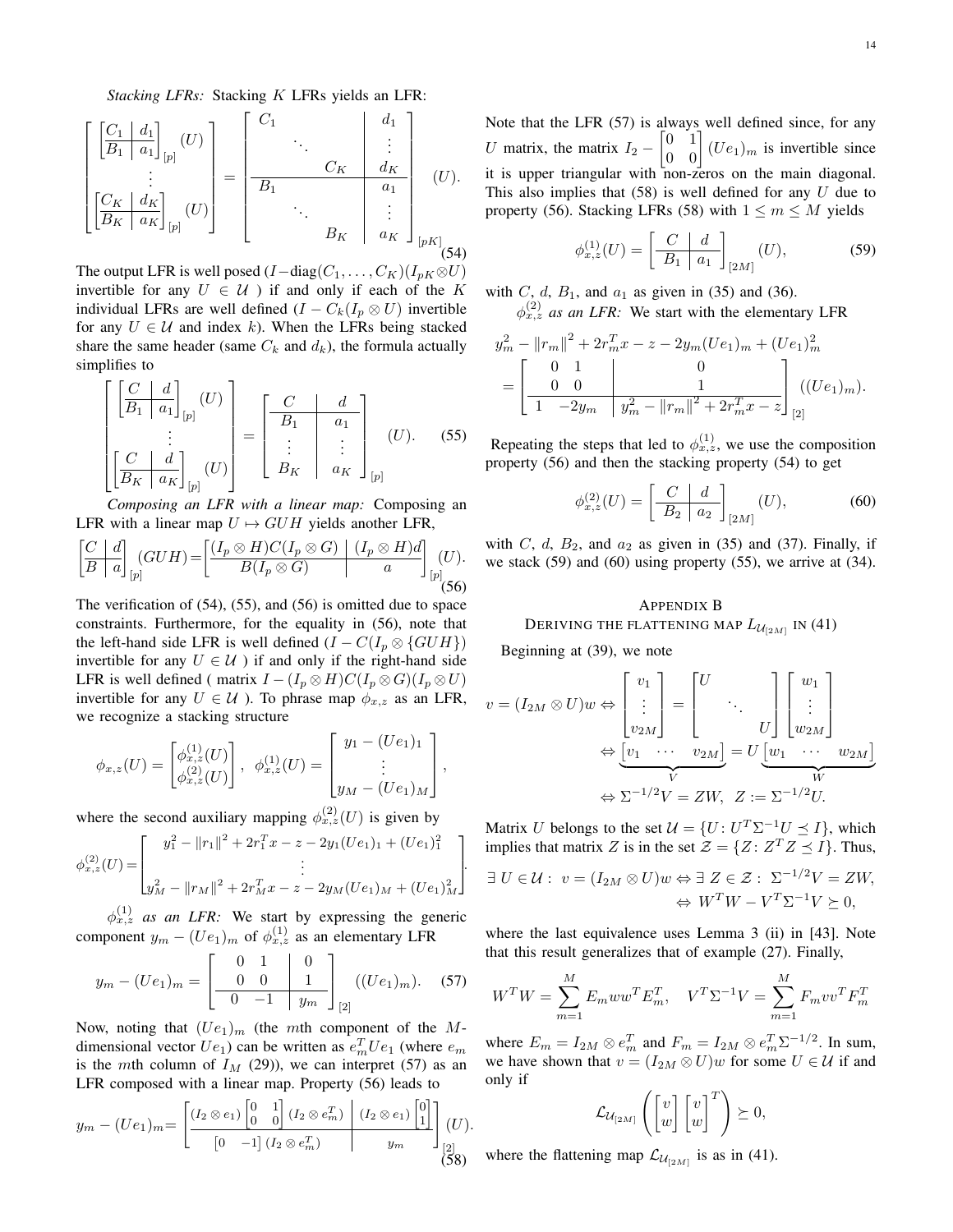*Stacking LFRs:* Stacking $K$ LFRs yields an LFR:

$$\begin{bmatrix} \left[\begin{array}{c|c} C_1 & d_1 \\ \hline B_1 & a_1 \end{array}\right]_{[p]} (U) \\ \vdots \\ \left[\begin{array}{c|c} C_K & d_K \\ \hline B_K & a_K \end{array}\right]_{[p]} (U) \end{bmatrix} = \left[\begin{array}{ccc|c} C_1 & & & d_1 \\ & \ddots & & \vdots \\ & & C_K & d_K \\ \hline B_1 & & & a_1 \\ & \ddots & & \vdots \\ & & B_K & a_K \end{array}\right]_{[pK]} (U). \tag{54}$$

The output LFR is well posed ($I - \text{diag}(C_1, \ldots, C_K)(I_{pK} \otimes U)$ invertible for any $U \in \mathcal{U}$ ) if and only if each of the $K$ individual LFRs are well defined ($I - C_k(I_p \otimes U)$ invertible for any $U \in \mathcal{U}$ and index $k$). When the LFRs being stacked share the same header (same $C_k$ and $d_k$), the formula actually simplifies to

$$\begin{bmatrix} \left[\begin{array}{c|c} C & d \\ \hline B_1 & a_1 \end{array}\right]_{[p]} (U) \\ \vdots \\ \left[\begin{array}{c|c} C & d \\ \hline B_K & a_K \end{array}\right]_{[p]} (U) \end{bmatrix} = \left[\begin{array}{c|c} C & d \\ \hline B_1 & a_1 \\ \vdots & \vdots \\ B_K & a_K \end{array}\right]_{[p]} (U). \tag{55}$$

*Composing an LFR with a linear map:* Composing an LFR with a linear map $U \mapsto GUH$ yields another LFR,

$$\left[\begin{array}{c|c} C & d \\ \hline B & a \end{array}\right]_{[p]} (GUH) = \left[\begin{array}{c|c} (I_p \otimes H)C(I_p \otimes G) & (I_p \otimes H)d \\ \hline B(I_p \otimes G) & a \end{array}\right]_{[p]} (U). \tag{56}$$

The verification of (54), (55), and (56) is omitted due to space constraints. Furthermore, for the equality in (56), note that the left-hand side LFR is well defined ($I - C(I_p \otimes \{GUH\})$ invertible for any $U \in \mathcal{U}$ ) if and only if the right-hand side LFR is well defined ( matrix $I - (I_p \otimes H)C(I_p \otimes G)(I_p \otimes U)$ invertible for any $U \in \mathcal{U}$ ). To phrase map $\phi_{x,z}$ as an LFR, we recognize a stacking structure

$$\phi_{x,z}(U) = \begin{bmatrix} \phi^{(1)}_{x,z}(U) \\ \phi^{(2)}_{x,z}(U) \end{bmatrix}, \quad \phi^{(1)}_{x,z}(U) = \begin{bmatrix} y_1 - (Ue_1)_1 \\ \vdots \\ y_M - (Ue_1)_M \end{bmatrix},$$

where the second auxiliary mapping $\phi^{(2)}_{x,z}(U)$ is given by

$$\phi^{(2)}_{x,z}(U) = \begin{bmatrix} y_1^2 - \|r_1\|^2 + 2r_1^T x - z - 2y_1(Ue_1)_1 + (Ue_1)_1^2 \\ \vdots \\ y_M^2 - \|r_M\|^2 + 2r_M^T x - z - 2y_M(Ue_1)_M + (Ue_1)_M^2 \end{bmatrix}.$$

*$\phi^{(1)}_{x,z}$ as an LFR:* We start by expressing the generic component $y_m - (Ue_1)_m$ of $\phi^{(1)}_{x,z}$ as an elementary LFR

$$y_m - (Ue_1)_m = \left[\begin{array}{cc|c} 0 & 1 & 0 \\ 0 & 0 & 1 \\ \hline 0 & -1 & y_m \end{array}\right]_{[2]} ((Ue_1)_m). \tag{57}$$

Now, noting that $(Ue_1)_m$ (the $m$th component of the $M$-dimensional vector $Ue_1$) can be written as $e_m^T U e_1$ (where $e_m$ is the $m$th column of $I_M$ (29)), we can interpret (57) as an LFR composed with a linear map. Property (56) leads to

$$y_m - (Ue_1)_m = \left[\begin{array}{c|c} (I_2 \otimes e_1) \begin{bmatrix} 0 & 1 \\ 0 & 0 \end{bmatrix} (I_2 \otimes e_m^T) & (I_2 \otimes e_1) \begin{bmatrix} 0 \\ 1 \end{bmatrix} \\ \hline \begin{bmatrix} 0 & -1 \end{bmatrix} (I_2 \otimes e_m^T) & y_m \end{array}\right]_{[2]} (U). \tag{58}$$

Note that the LFR (57) is always well defined since, for any $U$ matrix, the matrix $I_2 - \begin{bmatrix} 0 & 1 \\ 0 & 0 \end{bmatrix} (Ue_1)_m$ is invertible since it is upper triangular with non-zeros on the main diagonal. This also implies that (58) is well defined for any $U$ due to property (56). Stacking LFRs (58) with $1 \le m \le M$ yields

$$\phi^{(1)}_{x,z}(U) = \left[\begin{array}{c|c} C & d \\ \hline B_1 & a_1 \end{array}\right]_{[2M]} (U), \tag{59}$$

with $C$, $d$, $B_1$, and $a_1$ as given in (35) and (36).

*$\phi^{(2)}_{x,z}$ as an LFR:* We start with the elementary LFR

$$\begin{aligned} &y_m^2 - \|r_m\|^2 + 2r_m^T x - z - 2y_m(Ue_1)_m + (Ue_1)_m^2 \\ &= \left[\begin{array}{cc|c} 0 & 1 & 0 \\ 0 & 0 & 1 \\ \hline 1 & -2y_m & y_m^2 - \|r_m\|^2 + 2r_m^T x - z \end{array}\right]_{[2]} ((Ue_1)_m). \end{aligned}$$

Repeating the steps that led to $\phi^{(1)}_{x,z}$, we use the composition property (56) and then the stacking property (54) to get

$$\phi^{(2)}_{x,z}(U) = \left[\begin{array}{c|c} C & d \\ \hline B_2 & a_2 \end{array}\right]_{[2M]} (U), \tag{60}$$

with $C$, $d$, $B_2$, and $a_2$ as given in (35) and (37). Finally, if we stack (59) and (60) using property (55), we arrive at (34).

## Appendix B
## Deriving the flattening map $L_{\mathcal{U}_{[2M]}}$ in (41)

Beginning at (39), we note

$$\begin{aligned} v = (I_{2M} \otimes U)w &\Leftrightarrow \begin{bmatrix} v_1 \\ \vdots \\ v_{2M} \end{bmatrix} = \begin{bmatrix} U & & \\ & \ddots & \\ & & U \end{bmatrix} \begin{bmatrix} w_1 \\ \vdots \\ w_{2M} \end{bmatrix} \\ &\Leftrightarrow \underbrace{\begin{bmatrix} v_1 & \cdots & v_{2M} \end{bmatrix}}_{V} = U \underbrace{\begin{bmatrix} w_1 & \cdots & w_{2M} \end{bmatrix}}_{W} \\ &\Leftrightarrow \Sigma^{-1/2} V = ZW, \;\; Z := \Sigma^{-1/2} U. \end{aligned}$$

Matrix $U$ belongs to the set $\mathcal{U} = \{U \colon U^T \Sigma^{-1} U \preceq I\}$, which implies that matrix $Z$ is in the set $\mathcal{Z} = \{Z \colon Z^T Z \preceq I\}$. Thus,

$$\begin{aligned} \exists\, U \in \mathcal{U} \colon \; v = (I_{2M} \otimes U)w &\Leftrightarrow \exists\, Z \in \mathcal{Z} \colon \; \Sigma^{-1/2} V = ZW, \\ &\Leftrightarrow W^T W - V^T \Sigma^{-1} V \succeq 0, \end{aligned}$$

where the last equivalence uses Lemma 3 (ii) in [43]. Note that this result generalizes that of example (27). Finally,

$$W^T W = \sum_{m=1}^{M} E_m w w^T E_m^T, \quad V^T \Sigma^{-1} V = \sum_{m=1}^{M} F_m v v^T F_m^T$$

where $E_m = I_{2M} \otimes e_m^T$ and $F_m = I_{2M} \otimes e_m^T \Sigma^{-1/2}$. In sum, we have shown that $v = (I_{2M} \otimes U)w$ for some $U \in \mathcal{U}$ if and only if

$$\mathcal{L}_{\mathcal{U}_{[2M]}} \left( \begin{bmatrix} v \\ w \end{bmatrix} \begin{bmatrix} v \\ w \end{bmatrix}^T \right) \succeq 0,$$

where the flattening map $\mathcal{L}_{\mathcal{U}_{[2M]}}$ is as in (41).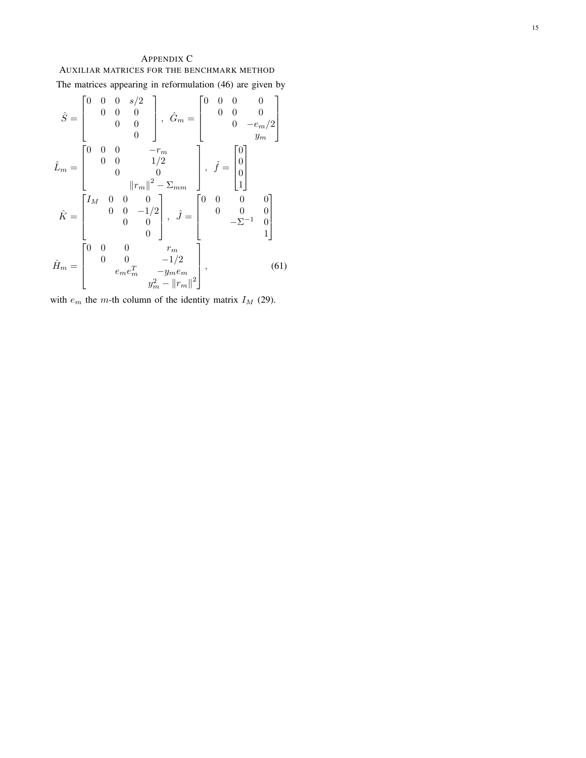# Appendix C
## Auxiliar matrices for the benchmark method

The matrices appearing in reformulation (46) are given by

$$
\hat{S} = \begin{bmatrix} 0 & 0 & 0 & s/2 \\ & 0 & 0 & 0 \\ & & 0 & 0 \\ & & & 0 \end{bmatrix}, \quad \hat{G}_m = \begin{bmatrix} 0 & 0 & 0 & 0 \\ & 0 & 0 & 0 \\ & & 0 & -e_m/2 \\ & & & y_m \end{bmatrix}
$$

$$
\hat{L}_m = \begin{bmatrix} 0 & 0 & 0 & -r_m \\ & 0 & 0 & 1/2 \\ & & 0 & 0 \\ & & & \|r_m\|^2 - \Sigma_{mm} \end{bmatrix}, \quad \hat{f} = \begin{bmatrix} 0 \\ 0 \\ 0 \\ 1 \end{bmatrix}
$$

$$
\hat{K} = \begin{bmatrix} I_M & 0 & 0 & 0 \\ & 0 & 0 & -1/2 \\ & & 0 & 0 \\ & & & 0 \end{bmatrix}, \quad \hat{J} = \begin{bmatrix} 0 & 0 & 0 & 0 \\ & 0 & 0 & 0 \\ & & -\Sigma^{-1} & 0 \\ & & & 1 \end{bmatrix}
$$

$$
\hat{H}_m = \begin{bmatrix} 0 & 0 & 0 & r_m \\ & 0 & 0 & -1/2 \\ & & e_m e_m^T & -y_m e_m \\ & & & y_m^2 - \|r_m\|^2 \end{bmatrix}, \tag{61}
$$

with $e_m$ the $m$-th column of the identity matrix $I_M$ (29).